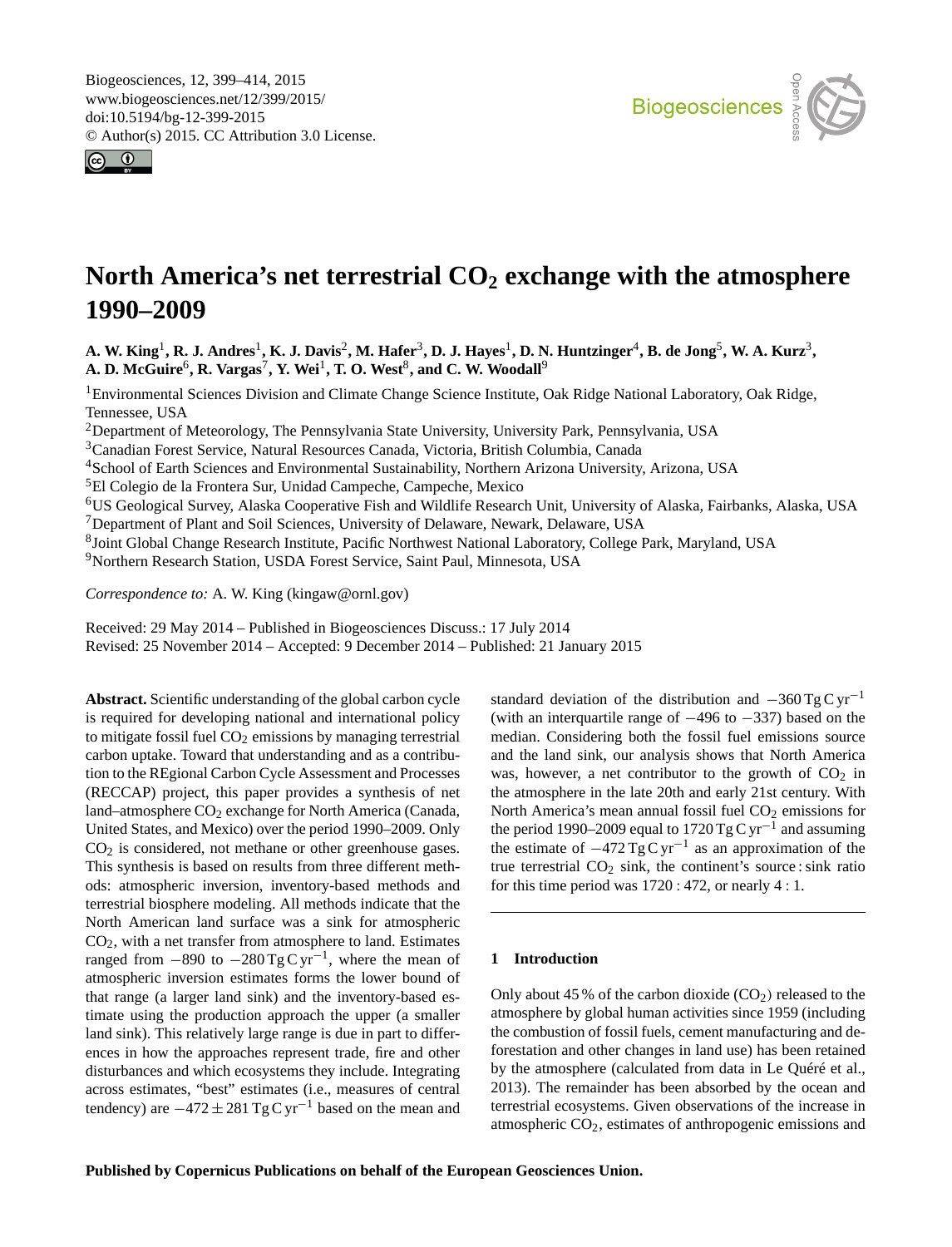# North America's net terrestrial $CO_2$ exchange with the atmosphere 1990–2009

**A. W. King[1], R. J. Andres[1], K. J. Davis[2], M. Hafer[3], D. J. Hayes[1], D. N. Huntzinger[4], B. de Jong[5], W. A. Kurz[3], A. D. McGuire[6], R. Vargas[7], Y. Wei[1], T. O. West[8], and C. W. Woodall[9]**

[1]Environmental Sciences Division and Climate Change Science Institute, Oak Ridge National Laboratory, Oak Ridge, Tennessee, USA

[2]Department of Meteorology, The Pennsylvania State University, University Park, Pennsylvania, USA

[3]Canadian Forest Service, Natural Resources Canada, Victoria, British Columbia, Canada

[4]School of Earth Sciences and Environmental Sustainability, Northern Arizona University, Arizona, USA

[5]El Colegio de la Frontera Sur, Unidad Campeche, Campeche, Mexico

[6]US Geological Survey, Alaska Cooperative Fish and Wildlife Research Unit, University of Alaska, Fairbanks, Alaska, USA

[7]Department of Plant and Soil Sciences, University of Delaware, Newark, Delaware, USA

[8]Joint Global Change Research Institute, Pacific Northwest National Laboratory, College Park, Maryland, USA

[9]Northern Research Station, USDA Forest Service, Saint Paul, Minnesota, USA

*Correspondence to:* A. W. King (kingaw@ornl.gov)

Received: 29 May 2014 – Published in Biogeosciences Discuss.: 17 July 2014
Revised: 25 November 2014 – Accepted: 9 December 2014 – Published: 21 January 2015

**Abstract.** Scientific understanding of the global carbon cycle is required for developing national and international policy to mitigate fossil fuel $CO_2$ emissions by managing terrestrial carbon uptake. Toward that understanding and as a contribution to the REgional Carbon Cycle Assessment and Processes (RECCAP) project, this paper provides a synthesis of net land–atmosphere $CO_2$ exchange for North America (Canada, United States, and Mexico) over the period 1990–2009. Only $CO_2$ is considered, not methane or other greenhouse gases. This synthesis is based on results from three different methods: atmospheric inversion, inventory-based methods and terrestrial biosphere modeling. All methods indicate that the North American land surface was a sink for atmospheric $CO_2$, with a net transfer from atmosphere to land. Estimates ranged from $-890$ to $-280\,\mathrm{Tg\,C\,yr^{-1}}$, where the mean of atmospheric inversion estimates forms the lower bound of that range (a larger land sink) and the inventory-based estimate using the production approach the upper (a smaller land sink). This relatively large range is due in part to differences in how the approaches represent trade, fire and other disturbances and which ecosystems they include. Integrating across estimates, "best" estimates (i.e., measures of central tendency) are $-472 \pm 281\,\mathrm{Tg\,C\,yr^{-1}}$ based on the mean and standard deviation of the distribution and $-360\,\mathrm{Tg\,C\,yr^{-1}}$ (with an interquartile range of $-496$ to $-337$) based on the median. Considering both the fossil fuel emissions source and the land sink, our analysis shows that North America was, however, a net contributor to the growth of $CO_2$ in the atmosphere in the late 20th and early 21st century. With North America's mean annual fossil fuel $CO_2$ emissions for the period 1990–2009 equal to $1720\,\mathrm{Tg\,C\,yr^{-1}}$ and assuming the estimate of $-472\,\mathrm{Tg\,C\,yr^{-1}}$ as an approximation of the true terrestrial $CO_2$ sink, the continent's source : sink ratio for this time period was 1720 : 472, or nearly 4 : 1.

## 1 Introduction

Only about 45 % of the carbon dioxide ($CO_2$) released to the atmosphere by global human activities since 1959 (including the combustion of fossil fuels, cement manufacturing and deforestation and other changes in land use) has been retained by the atmosphere (calculated from data in Le Quéré et al., 2013). The remainder has been absorbed by the ocean and terrestrial ecosystems. Given observations of the increase in atmospheric $CO_2$, estimates of anthropogenic emissions and

Published by Copernicus Publications on behalf of the European Geosciences Union.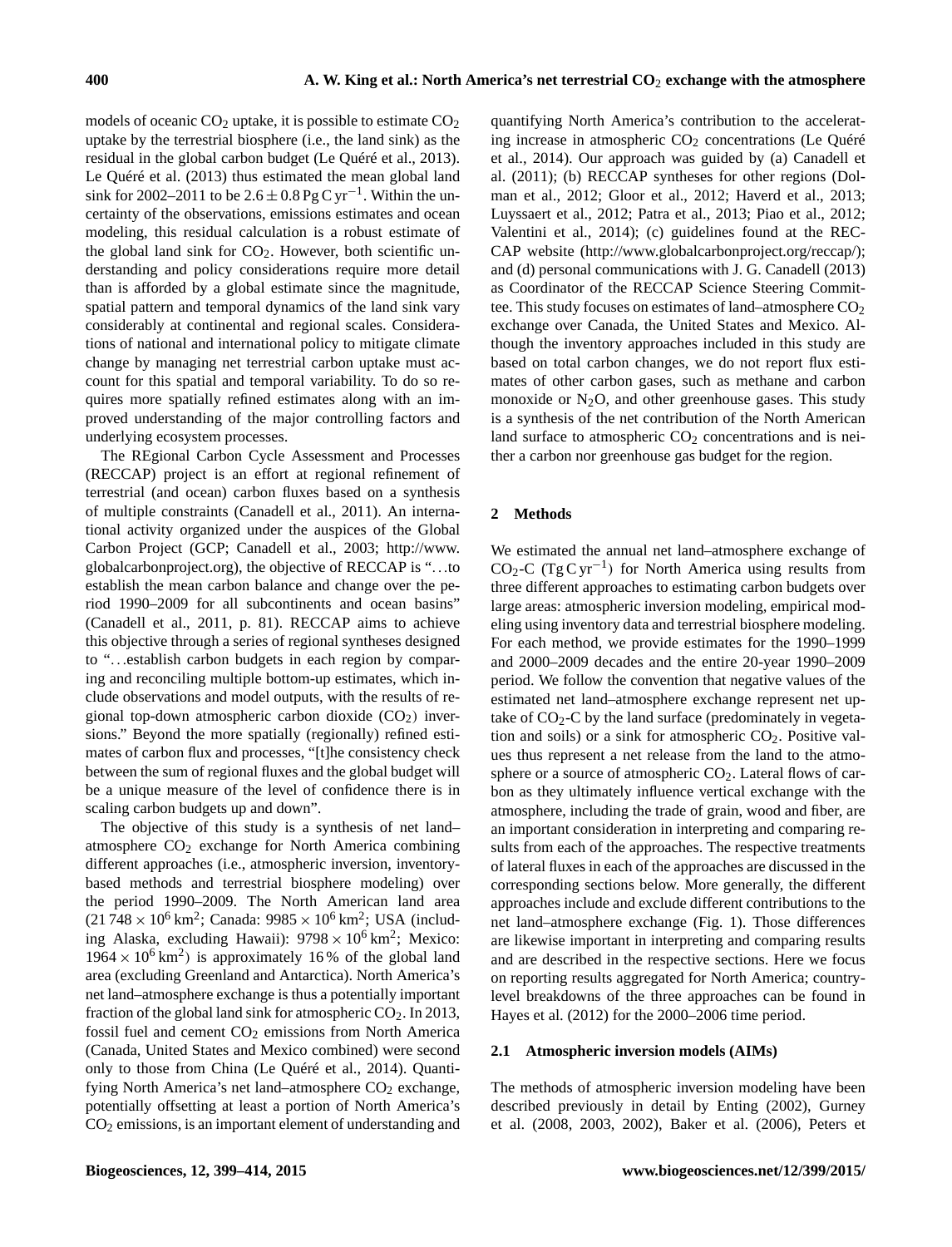models of oceanic $CO_2$ uptake, it is possible to estimate $CO_2$ uptake by the terrestrial biosphere (i.e., the land sink) as the residual in the global carbon budget (Le Quéré et al., 2013). Le Quéré et al. (2013) thus estimated the mean global land sink for 2002–2011 to be $2.6 \pm 0.8\,\mathrm{Pg\,C\,yr^{-1}}$. Within the uncertainty of the observations, emissions estimates and ocean modeling, this residual calculation is a robust estimate of the global land sink for $CO_2$. However, both scientific understanding and policy considerations require more detail than is afforded by a global estimate since the magnitude, spatial pattern and temporal dynamics of the land sink vary considerably at continental and regional scales. Considerations of national and international policy to mitigate climate change by managing net terrestrial carbon uptake must account for this spatial and temporal variability. To do so requires more spatially refined estimates along with an improved understanding of the major controlling factors and underlying ecosystem processes.

The REgional Carbon Cycle Assessment and Processes (RECCAP) project is an effort at regional refinement of terrestrial (and ocean) carbon fluxes based on a synthesis of multiple constraints (Canadell et al., 2011). An international activity organized under the auspices of the Global Carbon Project (GCP; Canadell et al., 2003; http://www.globalcarbonproject.org), the objective of RECCAP is "…to establish the mean carbon balance and change over the period 1990–2009 for all subcontinents and ocean basins" (Canadell et al., 2011, p. 81). RECCAP aims to achieve this objective through a series of regional syntheses designed to "…establish carbon budgets in each region by comparing and reconciling multiple bottom-up estimates, which include observations and model outputs, with the results of regional top-down atmospheric carbon dioxide ($CO_2$) inversions." Beyond the more spatially (regionally) refined estimates of carbon flux and processes, "[t]he consistency check between the sum of regional fluxes and the global budget will be a unique measure of the level of confidence there is in scaling carbon budgets up and down".

The objective of this study is a synthesis of net land–atmosphere $CO_2$ exchange for North America combining different approaches (i.e., atmospheric inversion, inventory-based methods and terrestrial biosphere modeling) over the period 1990–2009. The North American land area ($21\,748 \times 10^6\,\mathrm{km^2}$; Canada: $9985 \times 10^6\,\mathrm{km^2}$; USA (including Alaska, excluding Hawaii): $9798 \times 10^6\,\mathrm{km^2}$; Mexico: $1964 \times 10^6\,\mathrm{km^2}$) is approximately 16 % of the global land area (excluding Greenland and Antarctica). North America's net land–atmosphere exchange is thus a potentially important fraction of the global land sink for atmospheric $CO_2$. In 2013, fossil fuel and cement $CO_2$ emissions from North America (Canada, United States and Mexico combined) were second only to those from China (Le Quéré et al., 2014). Quantifying North America's net land–atmosphere $CO_2$ exchange, potentially offsetting at least a portion of North America's $CO_2$ emissions, is an important element of understanding and quantifying North America's contribution to the accelerating increase in atmospheric $CO_2$ concentrations (Le Quéré et al., 2014). Our approach was guided by (a) Canadell et al. (2011); (b) RECCAP syntheses for other regions (Dolman et al., 2012; Gloor et al., 2012; Haverd et al., 2013; Luyssaert et al., 2012; Patra et al., 2013; Piao et al., 2012; Valentini et al., 2014); (c) guidelines found at the RECCAP website (http://www.globalcarbonproject.org/reccap/); and (d) personal communications with J. G. Canadell (2013) as Coordinator of the RECCAP Science Steering Committee. This study focuses on estimates of land–atmosphere $CO_2$ exchange over Canada, the United States and Mexico. Although the inventory approaches included in this study are based on total carbon changes, we do not report flux estimates of other carbon gases, such as methane and carbon monoxide or $N_2O$, and other greenhouse gases. This study is a synthesis of the net contribution of the North American land surface to atmospheric $CO_2$ concentrations and is neither a carbon nor greenhouse gas budget for the region.

## 2 Methods

We estimated the annual net land–atmosphere exchange of $CO_2$-C ($\mathrm{Tg\,C\,yr^{-1}}$) for North America using results from three different approaches to estimating carbon budgets over large areas: atmospheric inversion modeling, empirical modeling using inventory data and terrestrial biosphere modeling. For each method, we provide estimates for the 1990–1999 and 2000–2009 decades and the entire 20-year 1990–2009 period. We follow the convention that negative values of the estimated net land–atmosphere exchange represent net uptake of $CO_2$-C by the land surface (predominately in vegetation and soils) or a sink for atmospheric $CO_2$. Positive values thus represent a net release from the land to the atmosphere or a source of atmospheric $CO_2$. Lateral flows of carbon as they ultimately influence vertical exchange with the atmosphere, including the trade of grain, wood and fiber, are an important consideration in interpreting and comparing results from each of the approaches. The respective treatments of lateral fluxes in each of the approaches are discussed in the corresponding sections below. More generally, the different approaches include and exclude different contributions to the net land–atmosphere exchange (Fig. 1). Those differences are likewise important in interpreting and comparing results and are described in the respective sections. Here we focus on reporting results aggregated for North America; country-level breakdowns of the three approaches can be found in Hayes et al. (2012) for the 2000–2006 time period.

### 2.1 Atmospheric inversion models (AIMs)

The methods of atmospheric inversion modeling have been described previously in detail by Enting (2002), Gurney et al. (2008, 2003, 2002), Baker et al. (2006), Peters et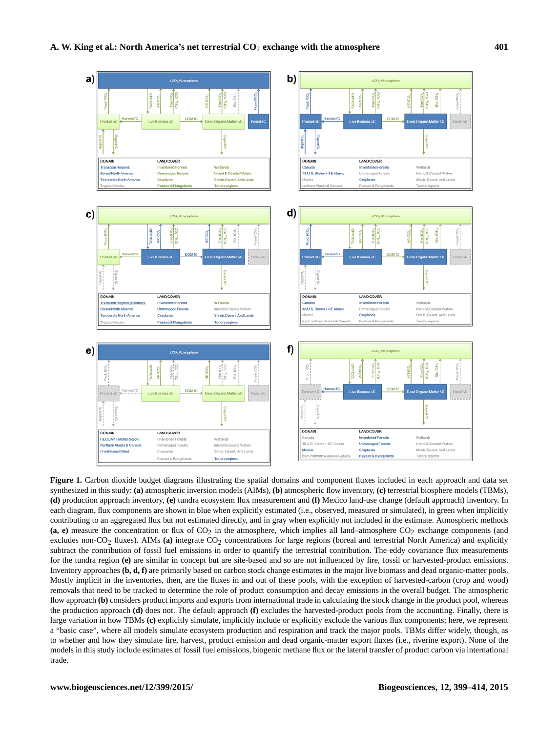**Figure 1.** Carbon dioxide budget diagrams illustrating the spatial domains and component fluxes included in each approach and data set synthesized in this study: **(a)** atmospheric inversion models (AIMs), **(b)** atmospheric flow inventory, **(c)** terrestrial biosphere models (TBMs), **(d)** production approach inventory, **(e)** tundra ecosystem flux measurement and **(f)** Mexico land-use change (default approach) inventory. In each diagram, flux components are shown in blue when explicitly estimated (i.e., observed, measured or simulated), in green when implicitly contributing to an aggregated flux but not estimated directly, and in gray when explicitly not included in the estimate. Atmospheric methods **(a, e)** measure the concentration or flux of $CO_2$ in the atmosphere, which implies all land–atmosphere $CO_2$ exchange components (and excludes non-$CO_2$ fluxes). AIMs **(a)** integrate $CO_2$ concentrations for large regions (boreal and terrestrial North America) and explicitly subtract the contribution of fossil fuel emissions in order to quantify the terrestrial contribution. The eddy covariance flux measurements for the tundra region **(e)** are similar in concept but are site-based and so are not influenced by fire, fossil or harvested-product emissions. Inventory approaches **(b, d, f)** are primarily based on carbon stock change estimates in the major live biomass and dead organic-matter pools. Mostly implicit in the inventories, then, are the fluxes in and out of these pools, with the exception of harvested-carbon (crop and wood) removals that need to be tracked to determine the role of product consumption and decay emissions in the overall budget. The atmospheric flow approach **(b)** considers product imports and exports from international trade in calculating the stock change in the product pool, whereas the production approach **(d)** does not. The default approach **(f)** excludes the harvested-product pools from the accounting. Finally, there is large variation in how TBMs **(c)** explicitly simulate, implicitly include or explicitly exclude the various flux components; here, we represent a "basic case", where all models simulate ecosystem production and respiration and track the major pools. TBMs differ widely, though, as to whether and how they simulate fire, harvest, product emission and dead organic-matter export fluxes (i.e., riverine export). None of the models in this study include estimates of fossil fuel emissions, biogenic methane flux or the lateral transfer of product carbon via international trade.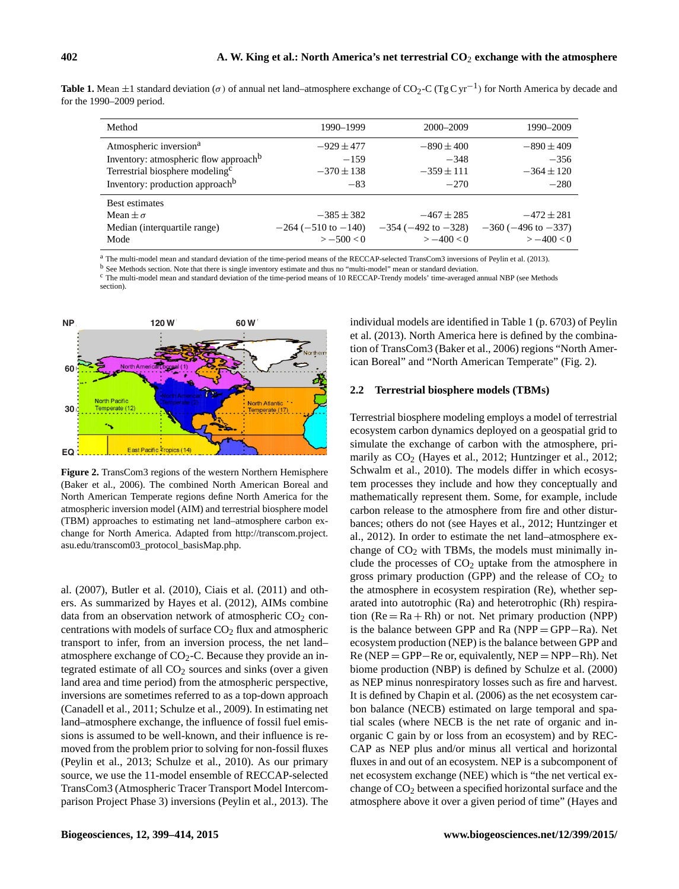**Table 1.** Mean ±1 standard deviation ($\sigma$) of annual net land–atmosphere exchange of $CO_2$-C ($Tg\,C\,yr^{-1}$) for North America by decade and for the 1990–2009 period.

| Method | 1990–1999 | 2000–2009 | 1990–2009 |
|---|---|---|---|
| Atmospheric inversion[a] | −929 ± 477 | −890 ± 400 | −890 ± 409 |
| Inventory: atmospheric flow approach[b] | −159 | −348 | −356 |
| Terrestrial biosphere modeling[c] | −370 ± 138 | −359 ± 111 | −364 ± 120 |
| Inventory: production approach[b] | −83 | −270 | −280 |
| Best estimates | | | |
| Mean ± $\sigma$ | −385 ± 382 | −467 ± 285 | −472 ± 281 |
| Median (interquartile range) | −264 (−510 to −140) | −354 (−492 to −328) | −360 (−496 to −337) |
| Mode | > −500 < 0 | > −400 < 0 | > −400 < 0 |

[a] The multi-model mean and standard deviation of the time-period means of the RECCAP-selected TransCom3 inversions of Peylin et al. (2013).
[b] See Methods section. Note that there is single inventory estimate and thus no "multi-model" mean or standard deviation.
[c] The multi-model mean and standard deviation of the time-period means of 10 RECCAP-Trendy models' time-averaged annual NBP (see Methods section).

**Figure 2.** TransCom3 regions of the western Northern Hemisphere (Baker et al., 2006). The combined North American Boreal and North American Temperate regions define North America for the atmospheric inversion model (AIM) and terrestrial biosphere model (TBM) approaches to estimating net land–atmosphere carbon exchange for North America. Adapted from http://transcom.project.asu.edu/transcom03_protocol_basisMap.php.

al. (2007), Butler et al. (2010), Ciais et al. (2011) and others. As summarized by Hayes et al. (2012), AIMs combine data from an observation network of atmospheric $CO_2$ concentrations with models of surface $CO_2$ flux and atmospheric transport to infer, from an inversion process, the net land–atmosphere exchange of $CO_2$-C. Because they provide an integrated estimate of all $CO_2$ sources and sinks (over a given land area and time period) from the atmospheric perspective, inversions are sometimes referred to as a top-down approach (Canadell et al., 2011; Schulze et al., 2009). In estimating net land–atmosphere exchange, the influence of fossil fuel emissions is assumed to be well-known, and their influence is removed from the problem prior to solving for non-fossil fluxes (Peylin et al., 2013; Schulze et al., 2010). As our primary source, we use the 11-model ensemble of RECCAP-selected TransCom3 (Atmospheric Tracer Transport Model Intercomparison Project Phase 3) inversions (Peylin et al., 2013). The individual models are identified in Table 1 (p. 6703) of Peylin et al. (2013). North America here is defined by the combination of TransCom3 (Baker et al., 2006) regions "North American Boreal" and "North American Temperate" (Fig. 2).

## 2.2 Terrestrial biosphere models (TBMs)

Terrestrial biosphere modeling employs a model of terrestrial ecosystem carbon dynamics deployed on a geospatial grid to simulate the exchange of carbon with the atmosphere, primarily as $CO_2$ (Hayes et al., 2012; Huntzinger et al., 2012; Schwalm et al., 2010). The models differ in which ecosystem processes they include and how they conceptually and mathematically represent them. Some, for example, include carbon release to the atmosphere from fire and other disturbances; others do not (see Hayes et al., 2012; Huntzinger et al., 2012). In order to estimate the net land–atmosphere exchange of $CO_2$ with TBMs, the models must minimally include the processes of $CO_2$ uptake from the atmosphere in gross primary production (GPP) and the release of $CO_2$ to the atmosphere in ecosystem respiration (Re), whether separated into autotrophic (Ra) and heterotrophic (Rh) respiration ($Re = Ra + Rh$) or not. Net primary production (NPP) is the balance between GPP and Ra ($NPP = GPP - Ra$). Net ecosystem production (NEP) is the balance between GPP and Re ($NEP = GPP - Re$ or, equivalently, $NEP = NPP - Rh$). Net biome production (NBP) is defined by Schulze et al. (2000) as NEP minus nonrespiratory losses such as fire and harvest. It is defined by Chapin et al. (2006) as the net ecosystem carbon balance (NECB) estimated on large temporal and spatial scales (where NECB is the net rate of organic and inorganic C gain by or loss from an ecosystem) and by RECCAP as NEP plus and/or minus all vertical and horizontal fluxes in and out of an ecosystem. NEP is a subcomponent of net ecosystem exchange (NEE) which is "the net vertical exchange of $CO_2$ between a specified horizontal surface and the atmosphere above it over a given period of time" (Hayes and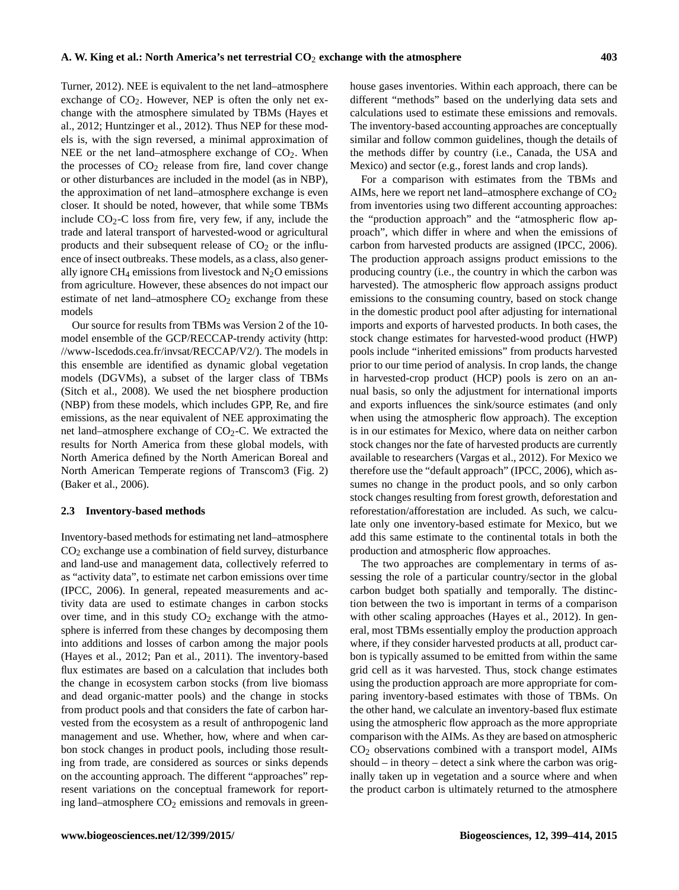Turner, 2012). NEE is equivalent to the net land–atmosphere exchange of $CO_2$. However, NEP is often the only net exchange with the atmosphere simulated by TBMs (Hayes et al., 2012; Huntzinger et al., 2012). Thus NEP for these models is, with the sign reversed, a minimal approximation of NEE or the net land–atmosphere exchange of $CO_2$. When the processes of $CO_2$ release from fire, land cover change or other disturbances are included in the model (as in NBP), the approximation of net land–atmosphere exchange is even closer. It should be noted, however, that while some TBMs include $CO_2$-C loss from fire, very few, if any, include the trade and lateral transport of harvested-wood or agricultural products and their subsequent release of $CO_2$ or the influence of insect outbreaks. These models, as a class, also generally ignore $CH_4$ emissions from livestock and $N_2O$ emissions from agriculture. However, these absences do not impact our estimate of net land–atmosphere $CO_2$ exchange from these models

Our source for results from TBMs was Version 2 of the 10-model ensemble of the GCP/RECCAP-trendy activity (http://www-lscedods.cea.fr/invsat/RECCAP/V2/). The models in this ensemble are identified as dynamic global vegetation models (DGVMs), a subset of the larger class of TBMs (Sitch et al., 2008). We used the net biosphere production (NBP) from these models, which includes GPP, Re, and fire emissions, as the near equivalent of NEE approximating the net land–atmosphere exchange of $CO_2$-C. We extracted the results for North America from these global models, with North America defined by the North American Boreal and North American Temperate regions of Transcom3 (Fig. 2) (Baker et al., 2006).

### 2.3 Inventory-based methods

Inventory-based methods for estimating net land–atmosphere $CO_2$ exchange use a combination of field survey, disturbance and land-use and management data, collectively referred to as "activity data", to estimate net carbon emissions over time (IPCC, 2006). In general, repeated measurements and activity data are used to estimate changes in carbon stocks over time, and in this study $CO_2$ exchange with the atmosphere is inferred from these changes by decomposing them into additions and losses of carbon among the major pools (Hayes et al., 2012; Pan et al., 2011). The inventory-based flux estimates are based on a calculation that includes both the change in ecosystem carbon stocks (from live biomass and dead organic-matter pools) and the change in stocks from product pools and that considers the fate of carbon harvested from the ecosystem as a result of anthropogenic land management and use. Whether, how, where and when carbon stock changes in product pools, including those resulting from trade, are considered as sources or sinks depends on the accounting approach. The different "approaches" represent variations on the conceptual framework for reporting land–atmosphere $CO_2$ emissions and removals in greenhouse gases inventories. Within each approach, there can be different "methods" based on the underlying data sets and calculations used to estimate these emissions and removals. The inventory-based accounting approaches are conceptually similar and follow common guidelines, though the details of the methods differ by country (i.e., Canada, the USA and Mexico) and sector (e.g., forest lands and crop lands).

For a comparison with estimates from the TBMs and AIMs, here we report net land–atmosphere exchange of $CO_2$ from inventories using two different accounting approaches: the "production approach" and the "atmospheric flow approach", which differ in where and when the emissions of carbon from harvested products are assigned (IPCC, 2006). The production approach assigns product emissions to the producing country (i.e., the country in which the carbon was harvested). The atmospheric flow approach assigns product emissions to the consuming country, based on stock change in the domestic product pool after adjusting for international imports and exports of harvested products. In both cases, the stock change estimates for harvested-wood product (HWP) pools include "inherited emissions" from products harvested prior to our time period of analysis. In crop lands, the change in harvested-crop product (HCP) pools is zero on an annual basis, so only the adjustment for international imports and exports influences the sink/source estimates (and only when using the atmospheric flow approach). The exception is in our estimates for Mexico, where data on neither carbon stock changes nor the fate of harvested products are currently available to researchers (Vargas et al., 2012). For Mexico we therefore use the "default approach" (IPCC, 2006), which assumes no change in the product pools, and so only carbon stock changes resulting from forest growth, deforestation and reforestation/afforestation are included. As such, we calculate only one inventory-based estimate for Mexico, but we add this same estimate to the continental totals in both the production and atmospheric flow approaches.

The two approaches are complementary in terms of assessing the role of a particular country/sector in the global carbon budget both spatially and temporally. The distinction between the two is important in terms of a comparison with other scaling approaches (Hayes et al., 2012). In general, most TBMs essentially employ the production approach where, if they consider harvested products at all, product carbon is typically assumed to be emitted from within the same grid cell as it was harvested. Thus, stock change estimates using the production approach are more appropriate for comparing inventory-based estimates with those of TBMs. On the other hand, we calculate an inventory-based flux estimate using the atmospheric flow approach as the more appropriate comparison with the AIMs. As they are based on atmospheric $CO_2$ observations combined with a transport model, AIMs should – in theory – detect a sink where the carbon was originally taken up in vegetation and a source where and when the product carbon is ultimately returned to the atmosphere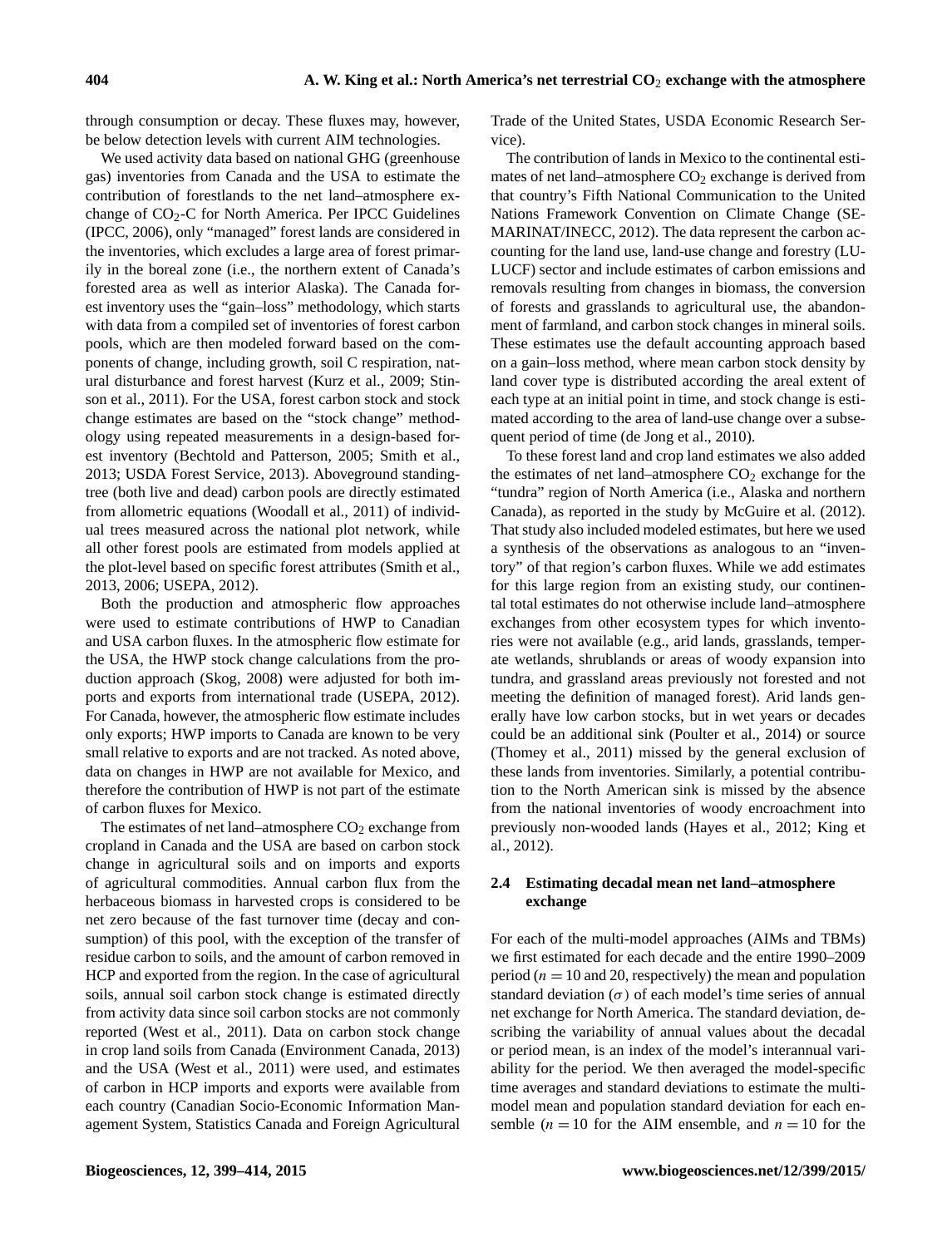through consumption or decay. These fluxes may, however, be below detection levels with current AIM technologies.

We used activity data based on national GHG (greenhouse gas) inventories from Canada and the USA to estimate the contribution of forestlands to the net land–atmosphere exchange of $CO_2$-C for North America. Per IPCC Guidelines (IPCC, 2006), only "managed" forest lands are considered in the inventories, which excludes a large area of forest primarily in the boreal zone (i.e., the northern extent of Canada's forested area as well as interior Alaska). The Canada forest inventory uses the "gain–loss" methodology, which starts with data from a compiled set of inventories of forest carbon pools, which are then modeled forward based on the components of change, including growth, soil C respiration, natural disturbance and forest harvest (Kurz et al., 2009; Stinson et al., 2011). For the USA, forest carbon stock and stock change estimates are based on the "stock change" methodology using repeated measurements in a design-based forest inventory (Bechtold and Patterson, 2005; Smith et al., 2013; USDA Forest Service, 2013). Aboveground standing-tree (both live and dead) carbon pools are directly estimated from allometric equations (Woodall et al., 2011) of individual trees measured across the national plot network, while all other forest pools are estimated from models applied at the plot-level based on specific forest attributes (Smith et al., 2013, 2006; USEPA, 2012).

Both the production and atmospheric flow approaches were used to estimate contributions of HWP to Canadian and USA carbon fluxes. In the atmospheric flow estimate for the USA, the HWP stock change calculations from the production approach (Skog, 2008) were adjusted for both imports and exports from international trade (USEPA, 2012). For Canada, however, the atmospheric flow estimate includes only exports; HWP imports to Canada are known to be very small relative to exports and are not tracked. As noted above, data on changes in HWP are not available for Mexico, and therefore the contribution of HWP is not part of the estimate of carbon fluxes for Mexico.

The estimates of net land–atmosphere $CO_2$ exchange from cropland in Canada and the USA are based on carbon stock change in agricultural soils and on imports and exports of agricultural commodities. Annual carbon flux from the herbaceous biomass in harvested crops is considered to be net zero because of the fast turnover time (decay and consumption) of this pool, with the exception of the transfer of residue carbon to soils, and the amount of carbon removed in HCP and exported from the region. In the case of agricultural soils, annual soil carbon stock change is estimated directly from activity data since soil carbon stocks are not commonly reported (West et al., 2011). Data on carbon stock change in crop land soils from Canada (Environment Canada, 2013) and the USA (West et al., 2011) were used, and estimates of carbon in HCP imports and exports were available from each country (Canadian Socio-Economic Information Management System, Statistics Canada and Foreign Agricultural Trade of the United States, USDA Economic Research Service).

The contribution of lands in Mexico to the continental estimates of net land–atmosphere $CO_2$ exchange is derived from that country's Fifth National Communication to the United Nations Framework Convention on Climate Change (SEMARINAT/INECC, 2012). The data represent the carbon accounting for the land use, land-use change and forestry (LULUCF) sector and include estimates of carbon emissions and removals resulting from changes in biomass, the conversion of forests and grasslands to agricultural use, the abandonment of farmland, and carbon stock changes in mineral soils. These estimates use the default accounting approach based on a gain–loss method, where mean carbon stock density by land cover type is distributed according the areal extent of each type at an initial point in time, and stock change is estimated according to the area of land-use change over a subsequent period of time (de Jong et al., 2010).

To these forest land and crop land estimates we also added the estimates of net land–atmosphere $CO_2$ exchange for the "tundra" region of North America (i.e., Alaska and northern Canada), as reported in the study by McGuire et al. (2012). That study also included modeled estimates, but here we used a synthesis of the observations as analogous to an "inventory" of that region's carbon fluxes. While we add estimates for this large region from an existing study, our continental total estimates do not otherwise include land–atmosphere exchanges from other ecosystem types for which inventories were not available (e.g., arid lands, grasslands, temperate wetlands, shrublands or areas of woody expansion into tundra, and grassland areas previously not forested and not meeting the definition of managed forest). Arid lands generally have low carbon stocks, but in wet years or decades could be an additional sink (Poulter et al., 2014) or source (Thomey et al., 2011) missed by the general exclusion of these lands from inventories. Similarly, a potential contribution to the North American sink is missed by the absence from the national inventories of woody encroachment into previously non-wooded lands (Hayes et al., 2012; King et al., 2012).

### 2.4 Estimating decadal mean net land–atmosphere exchange

For each of the multi-model approaches (AIMs and TBMs) we first estimated for each decade and the entire 1990–2009 period ($n = 10$ and 20, respectively) the mean and population standard deviation ($\sigma$) of each model's time series of annual net exchange for North America. The standard deviation, describing the variability of annual values about the decadal or period mean, is an index of the model's interannual variability for the period. We then averaged the model-specific time averages and standard deviations to estimate the multi-model mean and population standard deviation for each ensemble ($n = 10$ for the AIM ensemble, and $n = 10$ for the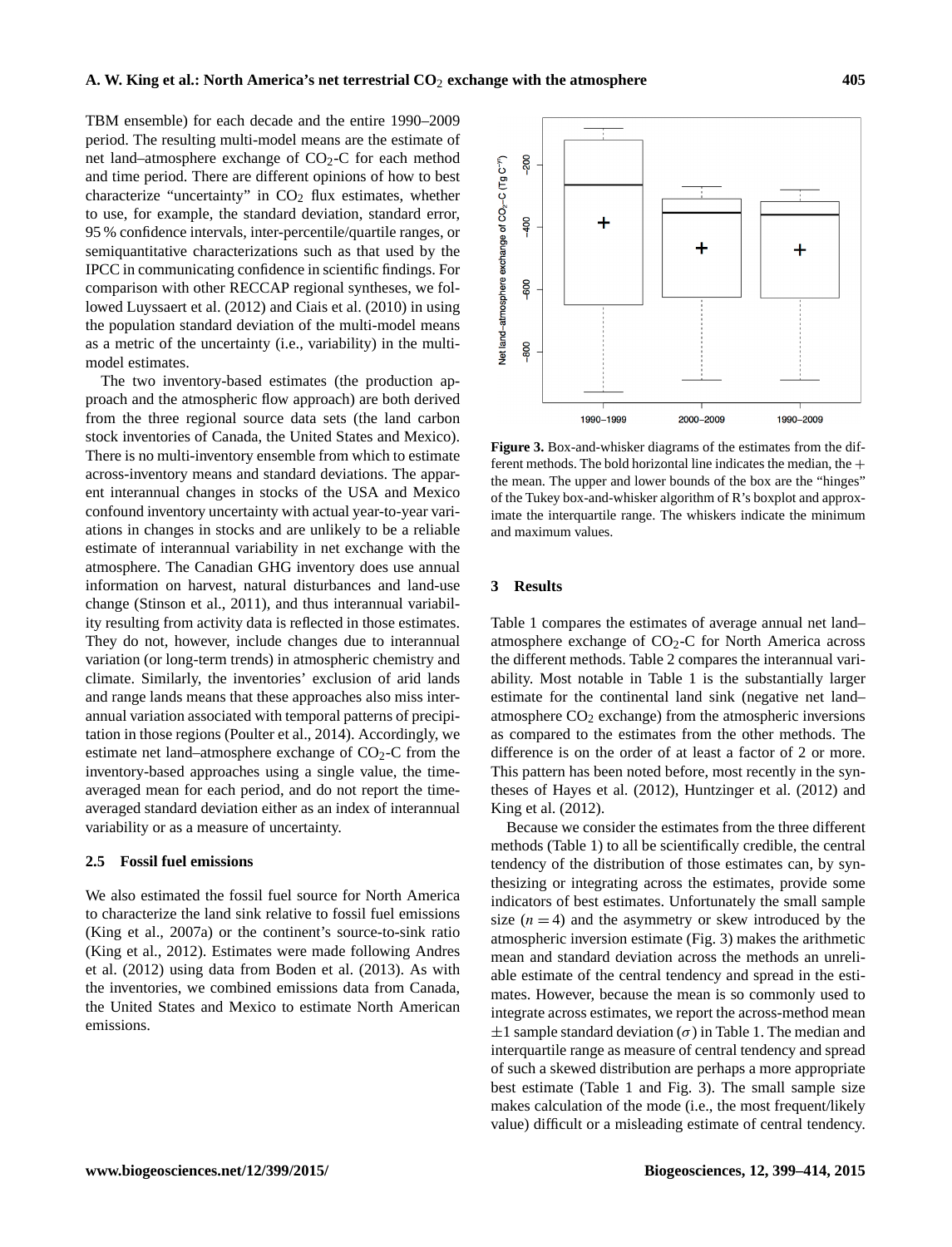TBM ensemble) for each decade and the entire 1990–2009 period. The resulting multi-model means are the estimate of net land–atmosphere exchange of $CO_2$-C for each method and time period. There are different opinions of how to best characterize "uncertainty" in $CO_2$ flux estimates, whether to use, for example, the standard deviation, standard error, 95 % confidence intervals, inter-percentile/quartile ranges, or semiquantitative characterizations such as that used by the IPCC in communicating confidence in scientific findings. For comparison with other RECCAP regional syntheses, we followed Luyssaert et al. (2012) and Ciais et al. (2010) in using the population standard deviation of the multi-model means as a metric of the uncertainty (i.e., variability) in the multi-model estimates.

The two inventory-based estimates (the production approach and the atmospheric flow approach) are both derived from the three regional source data sets (the land carbon stock inventories of Canada, the United States and Mexico). There is no multi-inventory ensemble from which to estimate across-inventory means and standard deviations. The apparent interannual changes in stocks of the USA and Mexico confound inventory uncertainty with actual year-to-year variations in changes in stocks and are unlikely to be a reliable estimate of interannual variability in net exchange with the atmosphere. The Canadian GHG inventory does use annual information on harvest, natural disturbances and land-use change (Stinson et al., 2011), and thus interannual variability resulting from activity data is reflected in those estimates. They do not, however, include changes due to interannual variation (or long-term trends) in atmospheric chemistry and climate. Similarly, the inventories' exclusion of arid lands and range lands means that these approaches also miss interannual variation associated with temporal patterns of precipitation in those regions (Poulter et al., 2014). Accordingly, we estimate net land–atmosphere exchange of $CO_2$-C from the inventory-based approaches using a single value, the time-averaged mean for each period, and do not report the time-averaged standard deviation either as an index of interannual variability or as a measure of uncertainty.

### 2.5 Fossil fuel emissions

We also estimated the fossil fuel source for North America to characterize the land sink relative to fossil fuel emissions (King et al., 2007a) or the continent's source-to-sink ratio (King et al., 2012). Estimates were made following Andres et al. (2012) using data from Boden et al. (2013). As with the inventories, we combined emissions data from Canada, the United States and Mexico to estimate North American emissions.

**Figure 3.** Box-and-whisker diagrams of the estimates from the different methods. The bold horizontal line indicates the median, the + the mean. The upper and lower bounds of the box are the "hinges" of the Tukey box-and-whisker algorithm of R's boxplot and approximate the interquartile range. The whiskers indicate the minimum and maximum values.

## 3 Results

Table 1 compares the estimates of average annual net land–atmosphere exchange of $CO_2$-C for North America across the different methods. Table 2 compares the interannual variability. Most notable in Table 1 is the substantially larger estimate for the continental land sink (negative net land–atmosphere $CO_2$ exchange) from the atmospheric inversions as compared to the estimates from the other methods. The difference is on the order of at least a factor of 2 or more. This pattern has been noted before, most recently in the syntheses of Hayes et al. (2012), Huntzinger et al. (2012) and King et al. (2012).

Because we consider the estimates from the three different methods (Table 1) to all be scientifically credible, the central tendency of the distribution of those estimates can, by synthesizing or integrating across the estimates, provide some indicators of best estimates. Unfortunately the small sample size ($n = 4$) and the asymmetry or skew introduced by the atmospheric inversion estimate (Fig. 3) makes the arithmetic mean and standard deviation across the methods an unreliable estimate of the central tendency and spread in the estimates. However, because the mean is so commonly used to integrate across estimates, we report the across-method mean $\pm 1$ sample standard deviation ($\sigma$) in Table 1. The median and interquartile range as measure of central tendency and spread of such a skewed distribution are perhaps a more appropriate best estimate (Table 1 and Fig. 3). The small sample size makes calculation of the mode (i.e., the most frequent/likely value) difficult or a misleading estimate of central tendency.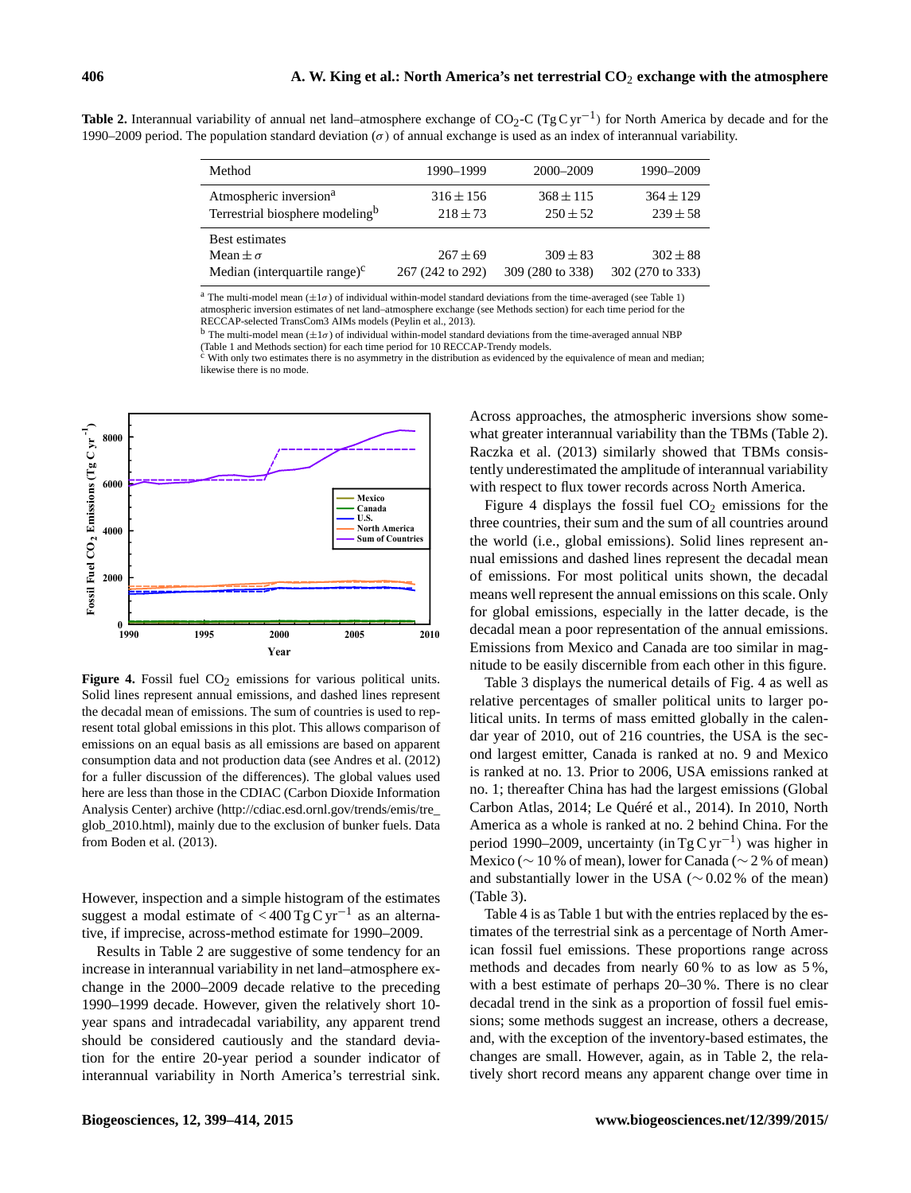**Table 2.** Interannual variability of annual net land–atmosphere exchange of $CO_2$-C ($Tg\,C\,yr^{-1}$) for North America by decade and for the 1990–2009 period. The population standard deviation ($\sigma$) of annual exchange is used as an index of interannual variability.

| Method | 1990–1999 | 2000–2009 | 1990–2009 |
|---|---|---|---|
| Atmospheric inversion[a] | $316 \pm 156$ | $368 \pm 115$ | $364 \pm 129$ |
| Terrestrial biosphere modeling[b] | $218 \pm 73$ | $250 \pm 52$ | $239 \pm 58$ |
| Best estimates | | | |
| Mean $\pm \sigma$ | $267 \pm 69$ | $309 \pm 83$ | $302 \pm 88$ |
| Median (interquartile range)[c] | 267 (242 to 292) | 309 (280 to 338) | 302 (270 to 333) |

[a] The multi-model mean ($\pm 1\sigma$) of individual within-model standard deviations from the time-averaged (see Table 1) atmospheric inversion estimates of net land–atmosphere exchange (see Methods section) for each time period for the RECCAP-selected TransCom3 AIMs models (Peylin et al., 2013).
[b] The multi-model mean ($\pm 1\sigma$) of individual within-model standard deviations from the time-averaged annual NBP (Table 1 and Methods section) for each time period for 10 RECCAP-Trendy models.
[c] With only two estimates there is no asymmetry in the distribution as evidenced by the equivalence of mean and median; likewise there is no mode.

**Figure 4.** Fossil fuel $CO_2$ emissions for various political units. Solid lines represent annual emissions, and dashed lines represent the decadal mean of emissions. The sum of countries is used to represent total global emissions in this plot. This allows comparison of emissions on an equal basis as all emissions are based on apparent consumption data and not production data (see Andres et al. (2012) for a fuller discussion of the differences). The global values used here are less than those in the CDIAC (Carbon Dioxide Information Analysis Center) archive (http://cdiac.esd.ornl.gov/trends/emis/tre_glob_2010.html), mainly due to the exclusion of bunker fuels. Data from Boden et al. (2013).

However, inspection and a simple histogram of the estimates suggest a modal estimate of $< 400\,Tg\,C\,yr^{-1}$ as an alternative, if imprecise, across-method estimate for 1990–2009.

Results in Table 2 are suggestive of some tendency for an increase in interannual variability in net land–atmosphere exchange in the 2000–2009 decade relative to the preceding 1990–1999 decade. However, given the relatively short 10-year spans and intradecadal variability, any apparent trend should be considered cautiously and the standard deviation for the entire 20-year period a sounder indicator of interannual variability in North America's terrestrial sink. Across approaches, the atmospheric inversions show somewhat greater interannual variability than the TBMs (Table 2). Raczka et al. (2013) similarly showed that TBMs consistently underestimated the amplitude of interannual variability with respect to flux tower records across North America.

Figure 4 displays the fossil fuel $CO_2$ emissions for the three countries, their sum and the sum of all countries around the world (i.e., global emissions). Solid lines represent annual emissions and dashed lines represent the decadal mean of emissions. For most political units shown, the decadal means well represent the annual emissions on this scale. Only for global emissions, especially in the latter decade, is the decadal mean a poor representation of the annual emissions. Emissions from Mexico and Canada are too similar in magnitude to be easily discernible from each other in this figure.

Table 3 displays the numerical details of Fig. 4 as well as relative percentages of smaller political units to larger political units. In terms of mass emitted globally in the calendar year of 2010, out of 216 countries, the USA is the second largest emitter, Canada is ranked at no. 9 and Mexico is ranked at no. 13. Prior to 2006, USA emissions ranked at no. 1; thereafter China has had the largest emissions (Global Carbon Atlas, 2014; Le Quéré et al., 2014). In 2010, North America as a whole is ranked at no. 2 behind China. For the period 1990–2009, uncertainty (in $Tg\,C\,yr^{-1}$) was higher in Mexico ($\sim 10\,\%$ of mean), lower for Canada ($\sim 2\,\%$ of mean) and substantially lower in the USA ($\sim 0.02\,\%$ of the mean) (Table 3).

Table 4 is as Table 1 but with the entries replaced by the estimates of the terrestrial sink as a percentage of North American fossil fuel emissions. These proportions range across methods and decades from nearly 60 % to as low as 5 %, with a best estimate of perhaps 20–30 %. There is no clear decadal trend in the sink as a proportion of fossil fuel emissions; some methods suggest an increase, others a decrease, and, with the exception of the inventory-based estimates, the changes are small. However, again, as in Table 2, the relatively short record means any apparent change over time in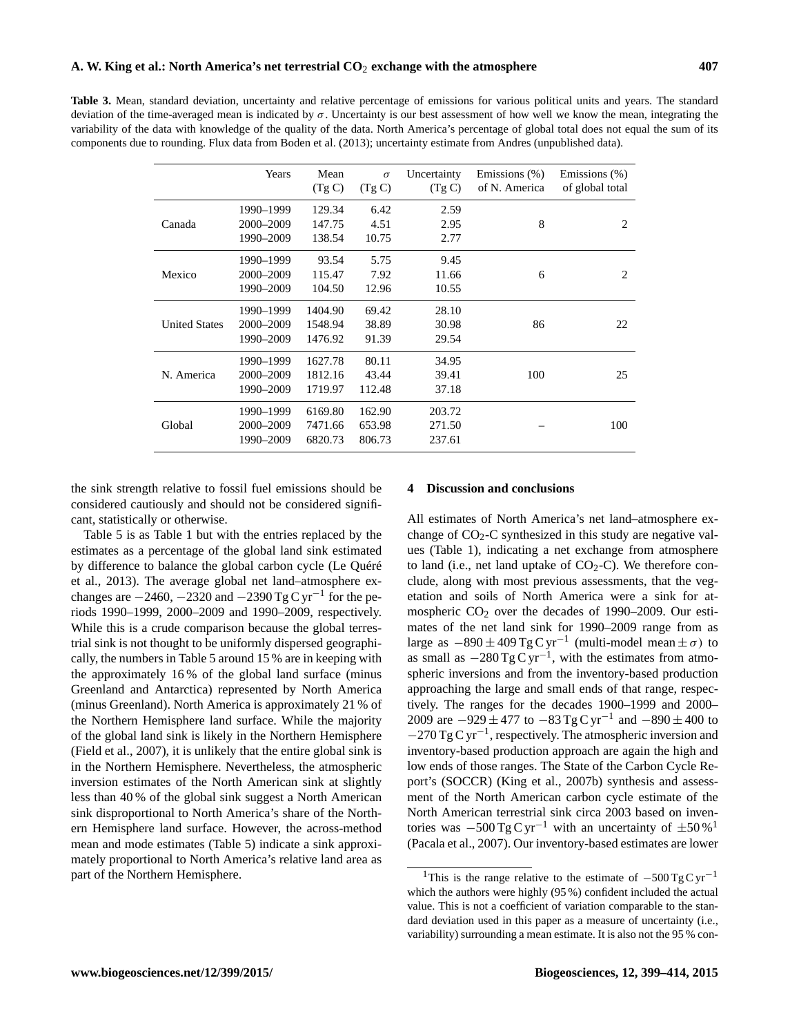**Table 3.** Mean, standard deviation, uncertainty and relative percentage of emissions for various political units and years. The standard deviation of the time-averaged mean is indicated by $\sigma$. Uncertainty is our best assessment of how well we know the mean, integrating the variability of the data with knowledge of the quality of the data. North America's percentage of global total does not equal the sum of its components due to rounding. Flux data from Boden et al. (2013); uncertainty estimate from Andres (unpublished data).

| | Years | Mean (Tg C) | $\sigma$ (Tg C) | Uncertainty (Tg C) | Emissions (%) of N. America | Emissions (%) of global total |
|---|---|---|---|---|---|---|
| Canada | 1990–1999 | 129.34 | 6.42 | 2.59 | | |
| | 2000–2009 | 147.75 | 4.51 | 2.95 | 8 | 2 |
| | 1990–2009 | 138.54 | 10.75 | 2.77 | | |
| Mexico | 1990–1999 | 93.54 | 5.75 | 9.45 | | |
| | 2000–2009 | 115.47 | 7.92 | 11.66 | 6 | 2 |
| | 1990–2009 | 104.50 | 12.96 | 10.55 | | |
| United States | 1990–1999 | 1404.90 | 69.42 | 28.10 | | |
| | 2000–2009 | 1548.94 | 38.89 | 30.98 | 86 | 22 |
| | 1990–2009 | 1476.92 | 91.39 | 29.54 | | |
| N. America | 1990–1999 | 1627.78 | 80.11 | 34.95 | | |
| | 2000–2009 | 1812.16 | 43.44 | 39.41 | 100 | 25 |
| | 1990–2009 | 1719.97 | 112.48 | 37.18 | | |
| Global | 1990–1999 | 6169.80 | 162.90 | 203.72 | | |
| | 2000–2009 | 7471.66 | 653.98 | 271.50 | – | 100 |
| | 1990–2009 | 6820.73 | 806.73 | 237.61 | | |

the sink strength relative to fossil fuel emissions should be considered cautiously and should not be considered significant, statistically or otherwise.

Table 5 is as Table 1 but with the entries replaced by the estimates as a percentage of the global land sink estimated by difference to balance the global carbon cycle (Le Quéré et al., 2013). The average global net land–atmosphere exchanges are $-2460$, $-2320$ and $-2390\,\mathrm{Tg\,C\,yr^{-1}}$ for the periods 1990–1999, 2000–2009 and 1990–2009, respectively. While this is a crude comparison because the global terrestrial sink is not thought to be uniformly dispersed geographically, the numbers in Table 5 around 15 % are in keeping with the approximately 16 % of the global land surface (minus Greenland and Antarctica) represented by North America (minus Greenland). North America is approximately 21 % of the Northern Hemisphere land surface. While the majority of the global land sink is likely in the Northern Hemisphere (Field et al., 2007), it is unlikely that the entire global sink is in the Northern Hemisphere. Nevertheless, the atmospheric inversion estimates of the North American sink at slightly less than 40 % of the global sink suggest a North American sink disproportional to North America's share of the Northern Hemisphere land surface. However, the across-method mean and mode estimates (Table 5) indicate a sink approximately proportional to North America's relative land area as part of the Northern Hemisphere.

## 4 Discussion and conclusions

All estimates of North America's net land–atmosphere exchange of $CO_2$-C synthesized in this study are negative values (Table 1), indicating a net exchange from atmosphere to land (i.e., net land uptake of $CO_2$-C). We therefore conclude, along with most previous assessments, that the vegetation and soils of North America were a sink for atmospheric $CO_2$ over the decades of 1990–2009. Our estimates of the net land sink for 1990–2009 range from as large as $-890 \pm 409\,\mathrm{Tg\,C\,yr^{-1}}$ (multi-model mean $\pm\,\sigma$) to as small as $-280\,\mathrm{Tg\,C\,yr^{-1}}$, with the estimates from atmospheric inversions and from the inventory-based production approaching the large and small ends of that range, respectively. The ranges for the decades 1900–1999 and 2000–2009 are $-929 \pm 477$ to $-83\,\mathrm{Tg\,C\,yr^{-1}}$ and $-890 \pm 400$ to $-270\,\mathrm{Tg\,C\,yr^{-1}}$, respectively. The atmospheric inversion and inventory-based production approach are again the high and low ends of those ranges. The State of the Carbon Cycle Report's (SOCCR) (King et al., 2007b) synthesis and assessment of the North American carbon cycle estimate of the North American terrestrial sink circa 2003 based on inventories was $-500\,\mathrm{Tg\,C\,yr^{-1}}$ with an uncertainty of $\pm 50\,\%$[1] (Pacala et al., 2007). Our inventory-based estimates are lower

[1] This is the range relative to the estimate of $-500\,\mathrm{Tg\,C\,yr^{-1}}$ which the authors were highly (95 %) confident included the actual value. This is not a coefficient of variation comparable to the standard deviation used in this paper as a measure of uncertainty (i.e., variability) surrounding a mean estimate. It is also not the 95 % con-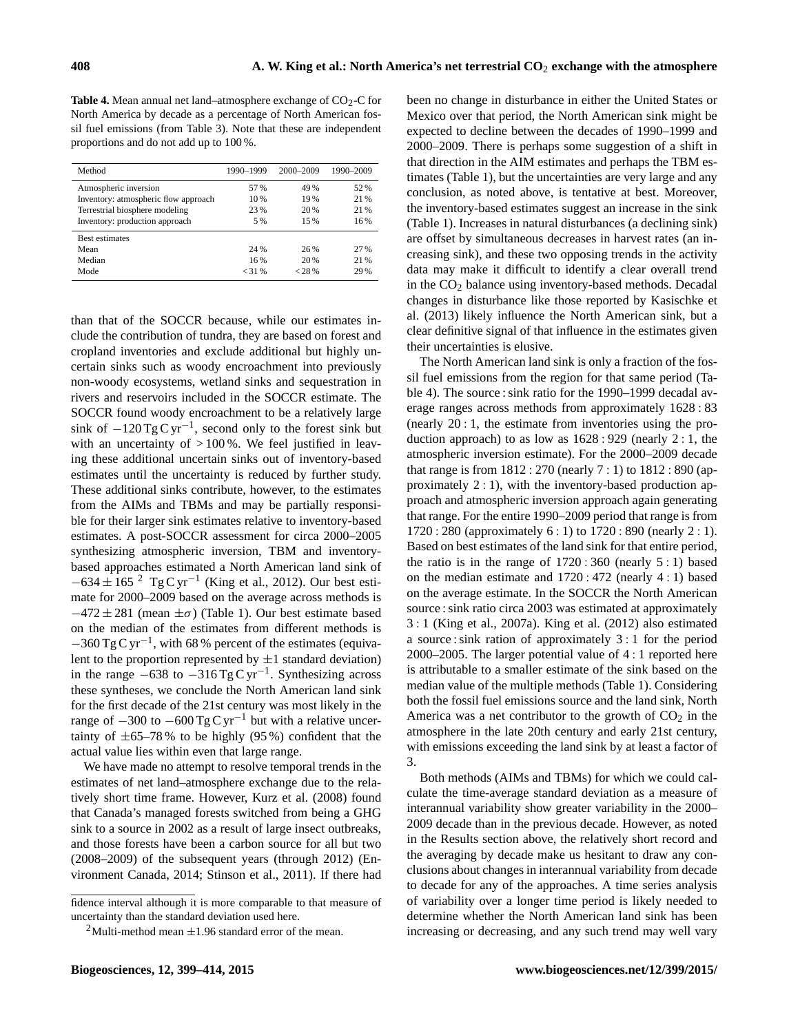**Table 4.** Mean annual net land–atmosphere exchange of $CO_2$-C for North America by decade as a percentage of North American fossil fuel emissions (from Table 3). Note that these are independent proportions and do not add up to 100 %.

| Method | 1990–1999 | 2000–2009 | 1990–2009 |
|---|---|---|---|
| Atmospheric inversion | 57 % | 49 % | 52 % |
| Inventory: atmospheric flow approach | 10 % | 19 % | 21 % |
| Terrestrial biosphere modeling | 23 % | 20 % | 21 % |
| Inventory: production approach | 5 % | 15 % | 16 % |
| Best estimates | | | |
| Mean | 24 % | 26 % | 27 % |
| Median | 16 % | 20 % | 21 % |
| Mode | < 31 % | < 28 % | 29 % |

than that of the SOCCR because, while our estimates include the contribution of tundra, they are based on forest and cropland inventories and exclude additional but highly uncertain sinks such as woody encroachment into previously non-woody ecosystems, wetland sinks and sequestration in rivers and reservoirs included in the SOCCR estimate. The SOCCR found woody encroachment to be a relatively large sink of $-120\,\mathrm{Tg\,C\,yr^{-1}}$, second only to the forest sink but with an uncertainty of > 100 %. We feel justified in leaving these additional uncertain sinks out of inventory-based estimates until the uncertainty is reduced by further study. These additional sinks contribute, however, to the estimates from the AIMs and TBMs and may be partially responsible for their larger sink estimates relative to inventory-based estimates. A post-SOCCR assessment for circa 2000–2005 synthesizing atmospheric inversion, TBM and inventory-based approaches estimated a North American land sink of $-634 \pm 165$ [2] $\mathrm{Tg\,C\,yr^{-1}}$ (King et al., 2012). Our best estimate for 2000–2009 based on the average across methods is $-472 \pm 281$ (mean $\pm\sigma$) (Table 1). Our best estimate based on the median of the estimates from different methods is $-360\,\mathrm{Tg\,C\,yr^{-1}}$, with 68 % percent of the estimates (equivalent to the proportion represented by $\pm 1$ standard deviation) in the range $-638$ to $-316\,\mathrm{Tg\,C\,yr^{-1}}$. Synthesizing across these syntheses, we conclude the North American land sink for the first decade of the 21st century was most likely in the range of $-300$ to $-600\,\mathrm{Tg\,C\,yr^{-1}}$ but with a relative uncertainty of $\pm$65–78 % to be highly (95 %) confident that the actual value lies within even that large range.

We have made no attempt to resolve temporal trends in the estimates of net land–atmosphere exchange due to the relatively short time frame. However, Kurz et al. (2008) found that Canada's managed forests switched from being a GHG sink to a source in 2002 as a result of large insect outbreaks, and those forests have been a carbon source for all but two (2008–2009) of the subsequent years (through 2012) (Environment Canada, 2014; Stinson et al., 2011). If there had been no change in disturbance in either the United States or Mexico over that period, the North American sink might be expected to decline between the decades of 1990–1999 and 2000–2009. There is perhaps some suggestion of a shift in that direction in the AIM estimates and perhaps the TBM estimates (Table 1), but the uncertainties are very large and any conclusion, as noted above, is tentative at best. Moreover, the inventory-based estimates suggest an increase in the sink (Table 1). Increases in natural disturbances (a declining sink) are offset by simultaneous decreases in harvest rates (an increasing sink), and these two opposing trends in the activity data may make it difficult to identify a clear overall trend in the $CO_2$ balance using inventory-based methods. Decadal changes in disturbance like those reported by Kasischke et al. (2013) likely influence the North American sink, but a clear definitive signal of that influence in the estimates given their uncertainties is elusive.

The North American land sink is only a fraction of the fossil fuel emissions from the region for that same period (Table 4). The source : sink ratio for the 1990–1999 decadal average ranges across methods from approximately 1628 : 83 (nearly 20 : 1, the estimate from inventories using the production approach) to as low as 1628 : 929 (nearly 2 : 1, the atmospheric inversion estimate). For the 2000–2009 decade that range is from 1812 : 270 (nearly 7 : 1) to 1812 : 890 (approximately 2 : 1), with the inventory-based production approach and atmospheric inversion approach again generating that range. For the entire 1990–2009 period that range is from 1720 : 280 (approximately 6 : 1) to 1720 : 890 (nearly 2 : 1). Based on best estimates of the land sink for that entire period, the ratio is in the range of 1720 : 360 (nearly 5 : 1) based on the median estimate and 1720 : 472 (nearly 4 : 1) based on the average estimate. In the SOCCR the North American source : sink ratio circa 2003 was estimated at approximately 3 : 1 (King et al., 2007a). King et al. (2012) also estimated a source : sink ration of approximately 3 : 1 for the period 2000–2005. The larger potential value of 4 : 1 reported here is attributable to a smaller estimate of the sink based on the median value of the multiple methods (Table 1). Considering both the fossil fuel emissions source and the land sink, North America was a net contributor to the growth of $CO_2$ in the atmosphere in the late 20th century and early 21st century, with emissions exceeding the land sink by at least a factor of 3.

Both methods (AIMs and TBMs) for which we could calculate the time-average standard deviation as a measure of interannual variability show greater variability in the 2000–2009 decade than in the previous decade. However, as noted in the Results section above, the relatively short record and the averaging by decade make us hesitant to draw any conclusions about changes in interannual variability from decade to decade for any of the approaches. A time series analysis of variability over a longer time period is likely needed to determine whether the North American land sink has been increasing or decreasing, and any such trend may well vary

fidence interval although it is more comparable to that measure of uncertainty than the standard deviation used here.

[2] Multi-method mean $\pm 1.96$ standard error of the mean.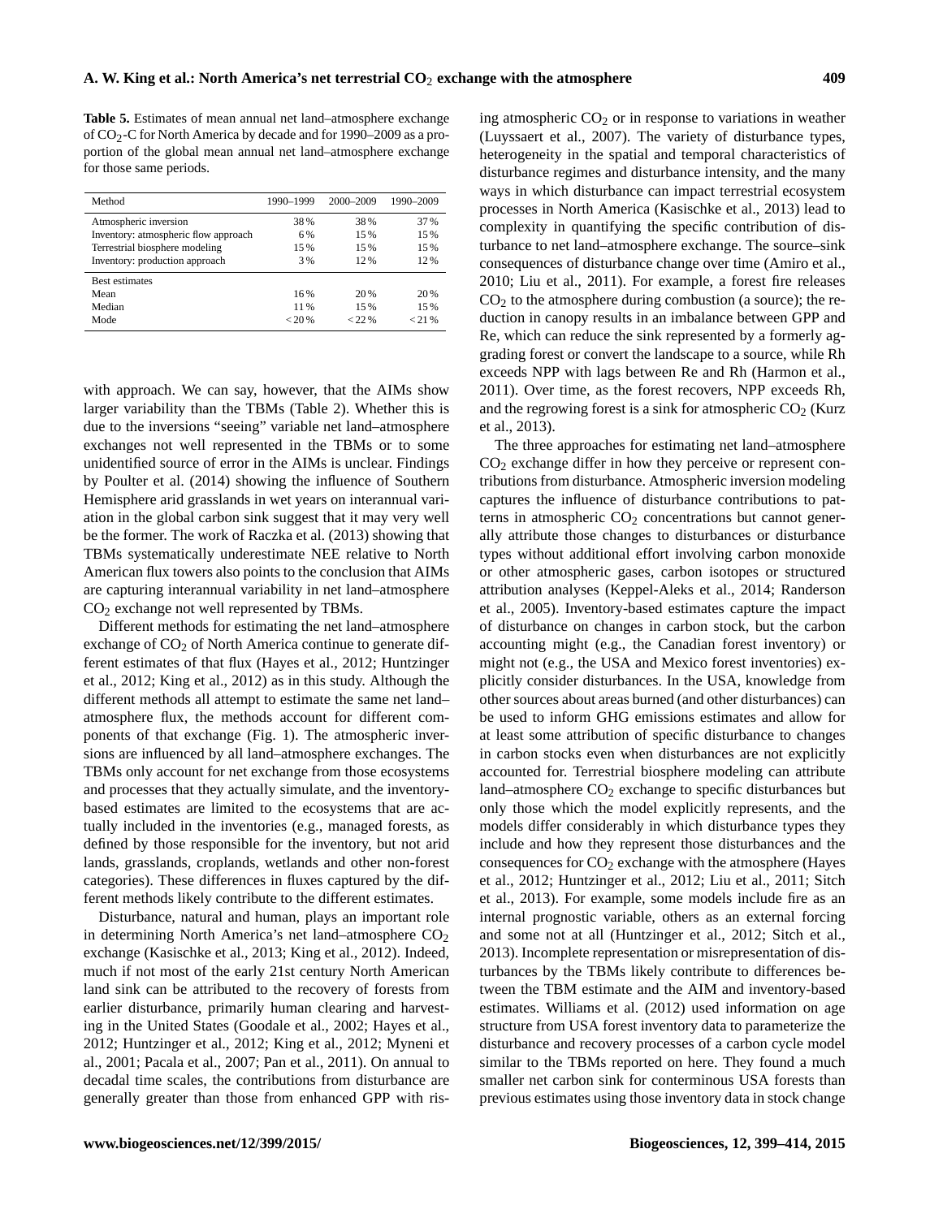**Table 5.** Estimates of mean annual net land–atmosphere exchange of $CO_2$-C for North America by decade and for 1990–2009 as a proportion of the global mean annual net land–atmosphere exchange for those same periods.

| Method | 1990–1999 | 2000–2009 | 1990–2009 |
|---|---|---|---|
| Atmospheric inversion | 38 % | 38 % | 37 % |
| Inventory: atmospheric flow approach | 6 % | 15 % | 15 % |
| Terrestrial biosphere modeling | 15 % | 15 % | 15 % |
| Inventory: production approach | 3 % | 12 % | 12 % |
| Best estimates | | | |
| Mean | 16 % | 20 % | 20 % |
| Median | 11 % | 15 % | 15 % |
| Mode | < 20 % | < 22 % | < 21 % |

with approach. We can say, however, that the AIMs show larger variability than the TBMs (Table 2). Whether this is due to the inversions "seeing" variable net land–atmosphere exchanges not well represented in the TBMs or to some unidentified source of error in the AIMs is unclear. Findings by Poulter et al. (2014) showing the influence of Southern Hemisphere arid grasslands in wet years on interannual variation in the global carbon sink suggest that it may very well be the former. The work of Raczka et al. (2013) showing that TBMs systematically underestimate NEE relative to North American flux towers also points to the conclusion that AIMs are capturing interannual variability in net land–atmosphere $CO_2$ exchange not well represented by TBMs.

Different methods for estimating the net land–atmosphere exchange of $CO_2$ of North America continue to generate different estimates of that flux (Hayes et al., 2012; Huntzinger et al., 2012; King et al., 2012) as in this study. Although the different methods all attempt to estimate the same net land–atmosphere flux, the methods account for different components of that exchange (Fig. 1). The atmospheric inversions are influenced by all land–atmosphere exchanges. The TBMs only account for net exchange from those ecosystems and processes that they actually simulate, and the inventory-based estimates are limited to the ecosystems that are actually included in the inventories (e.g., managed forests, as defined by those responsible for the inventory, but not arid lands, grasslands, croplands, wetlands and other non-forest categories). These differences in fluxes captured by the different methods likely contribute to the different estimates.

Disturbance, natural and human, plays an important role in determining North America's net land–atmosphere $CO_2$ exchange (Kasischke et al., 2013; King et al., 2012). Indeed, much if not most of the early 21st century North American land sink can be attributed to the recovery of forests from earlier disturbance, primarily human clearing and harvesting in the United States (Goodale et al., 2002; Hayes et al., 2012; Huntzinger et al., 2012; King et al., 2012; Myneni et al., 2001; Pacala et al., 2007; Pan et al., 2011). On annual to decadal time scales, the contributions from disturbance are generally greater than those from enhanced GPP with rising atmospheric $CO_2$ or in response to variations in weather (Luyssaert et al., 2007). The variety of disturbance types, heterogeneity in the spatial and temporal characteristics of disturbance regimes and disturbance intensity, and the many ways in which disturbance can impact terrestrial ecosystem processes in North America (Kasischke et al., 2013) lead to complexity in quantifying the specific contribution of disturbance to net land–atmosphere exchange. The source–sink consequences of disturbance change over time (Amiro et al., 2010; Liu et al., 2011). For example, a forest fire releases $CO_2$ to the atmosphere during combustion (a source); the reduction in canopy results in an imbalance between GPP and Re, which can reduce the sink represented by a formerly aggrading forest or convert the landscape to a source, while Rh exceeds NPP with lags between Re and Rh (Harmon et al., 2011). Over time, as the forest recovers, NPP exceeds Rh, and the regrowing forest is a sink for atmospheric $CO_2$ (Kurz et al., 2013).

The three approaches for estimating net land–atmosphere $CO_2$ exchange differ in how they perceive or represent contributions from disturbance. Atmospheric inversion modeling captures the influence of disturbance contributions to patterns in atmospheric $CO_2$ concentrations but cannot generally attribute those changes to disturbances or disturbance types without additional effort involving carbon monoxide or other atmospheric gases, carbon isotopes or structured attribution analyses (Keppel-Aleks et al., 2014; Randerson et al., 2005). Inventory-based estimates capture the impact of disturbance on changes in carbon stock, but the carbon accounting might (e.g., the Canadian forest inventory) or might not (e.g., the USA and Mexico forest inventories) explicitly consider disturbances. In the USA, knowledge from other sources about areas burned (and other disturbances) can be used to inform GHG emissions estimates and allow for at least some attribution of specific disturbance to changes in carbon stocks even when disturbances are not explicitly accounted for. Terrestrial biosphere modeling can attribute land–atmosphere $CO_2$ exchange to specific disturbances but only those which the model explicitly represents, and the models differ considerably in which disturbance types they include and how they represent those disturbances and the consequences for $CO_2$ exchange with the atmosphere (Hayes et al., 2012; Huntzinger et al., 2012; Liu et al., 2011; Sitch et al., 2013). For example, some models include fire as an internal prognostic variable, others as an external forcing and some not at all (Huntzinger et al., 2012; Sitch et al., 2013). Incomplete representation or misrepresentation of disturbances by the TBMs likely contribute to differences between the TBM estimate and the AIM and inventory-based estimates. Williams et al. (2012) used information on age structure from USA forest inventory data to parameterize the disturbance and recovery processes of a carbon cycle model similar to the TBMs reported on here. They found a much smaller net carbon sink for conterminous USA forests than previous estimates using those inventory data in stock change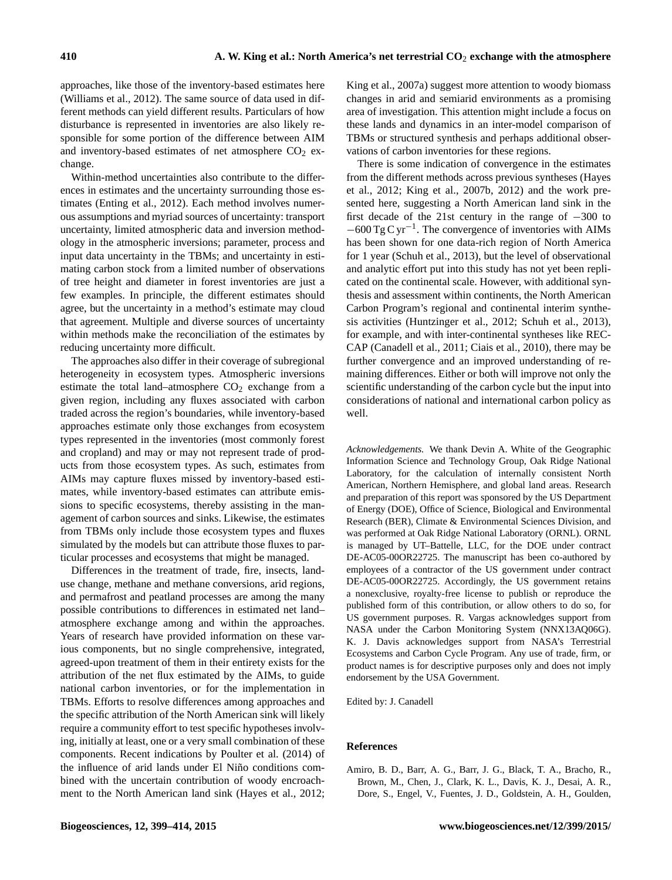approaches, like those of the inventory-based estimates here (Williams et al., 2012). The same source of data used in different methods can yield different results. Particulars of how disturbance is represented in inventories are also likely responsible for some portion of the difference between AIM and inventory-based estimates of net atmosphere $CO_2$ exchange.

Within-method uncertainties also contribute to the differences in estimates and the uncertainty surrounding those estimates (Enting et al., 2012). Each method involves numerous assumptions and myriad sources of uncertainty: transport uncertainty, limited atmospheric data and inversion methodology in the atmospheric inversions; parameter, process and input data uncertainty in the TBMs; and uncertainty in estimating carbon stock from a limited number of observations of tree height and diameter in forest inventories are just a few examples. In principle, the different estimates should agree, but the uncertainty in a method's estimate may cloud that agreement. Multiple and diverse sources of uncertainty within methods make the reconciliation of the estimates by reducing uncertainty more difficult.

The approaches also differ in their coverage of subregional heterogeneity in ecosystem types. Atmospheric inversions estimate the total land–atmosphere $CO_2$ exchange from a given region, including any fluxes associated with carbon traded across the region's boundaries, while inventory-based approaches estimate only those exchanges from ecosystem types represented in the inventories (most commonly forest and cropland) and may or may not represent trade of products from those ecosystem types. As such, estimates from AIMs may capture fluxes missed by inventory-based estimates, while inventory-based estimates can attribute emissions to specific ecosystems, thereby assisting in the management of carbon sources and sinks. Likewise, the estimates from TBMs only include those ecosystem types and fluxes simulated by the models but can attribute those fluxes to particular processes and ecosystems that might be managed.

Differences in the treatment of trade, fire, insects, land-use change, methane and methane conversions, arid regions, and permafrost and peatland processes are among the many possible contributions to differences in estimated net land–atmosphere exchange among and within the approaches. Years of research have provided information on these various components, but no single comprehensive, integrated, agreed-upon treatment of them in their entirety exists for the attribution of the net flux estimated by the AIMs, to guide national carbon inventories, or for the implementation in TBMs. Efforts to resolve differences among approaches and the specific attribution of the North American sink will likely require a community effort to test specific hypotheses involving, initially at least, one or a very small combination of these components. Recent indications by Poulter et al. (2014) of the influence of arid lands under El Niño conditions combined with the uncertain contribution of woody encroachment to the North American land sink (Hayes et al., 2012; King et al., 2007a) suggest more attention to woody biomass changes in arid and semiarid environments as a promising area of investigation. This attention might include a focus on these lands and dynamics in an inter-model comparison of TBMs or structured synthesis and perhaps additional observations of carbon inventories for these regions.

There is some indication of convergence in the estimates from the different methods across previous syntheses (Hayes et al., 2012; King et al., 2007b, 2012) and the work presented here, suggesting a North American land sink in the first decade of the 21st century in the range of $-300$ to $-600\,\mathrm{Tg\,C\,yr^{-1}}$. The convergence of inventories with AIMs has been shown for one data-rich region of North America for 1 year (Schuh et al., 2013), but the level of observational and analytic effort put into this study has not yet been replicated on the continental scale. However, with additional synthesis and assessment within continents, the North American Carbon Program's regional and continental interim synthesis activities (Huntzinger et al., 2012; Schuh et al., 2013), for example, and with inter-continental syntheses like RECCAP (Canadell et al., 2011; Ciais et al., 2010), there may be further convergence and an improved understanding of remaining differences. Either or both will improve not only the scientific understanding of the carbon cycle but the input into considerations of national and international carbon policy as well.

*Acknowledgements.* We thank Devin A. White of the Geographic Information Science and Technology Group, Oak Ridge National Laboratory, for the calculation of internally consistent North American, Northern Hemisphere, and global land areas. Research and preparation of this report was sponsored by the US Department of Energy (DOE), Office of Science, Biological and Environmental Research (BER), Climate & Environmental Sciences Division, and was performed at Oak Ridge National Laboratory (ORNL). ORNL is managed by UT–Battelle, LLC, for the DOE under contract DE-AC05-00OR22725. The manuscript has been co-authored by employees of a contractor of the US government under contract DE-AC05-00OR22725. Accordingly, the US government retains a nonexclusive, royalty-free license to publish or reproduce the published form of this contribution, or allow others to do so, for US government purposes. R. Vargas acknowledges support from NASA under the Carbon Monitoring System (NNX13AQ06G). K. J. Davis acknowledges support from NASA's Terrestrial Ecosystems and Carbon Cycle Program. Any use of trade, firm, or product names is for descriptive purposes only and does not imply endorsement by the USA Government.

Edited by: J. Canadell

## References

Amiro, B. D., Barr, A. G., Barr, J. G., Black, T. A., Bracho, R., Brown, M., Chen, J., Clark, K. L., Davis, K. J., Desai, A. R., Dore, S., Engel, V., Fuentes, J. D., Goldstein, A. H., Goulden,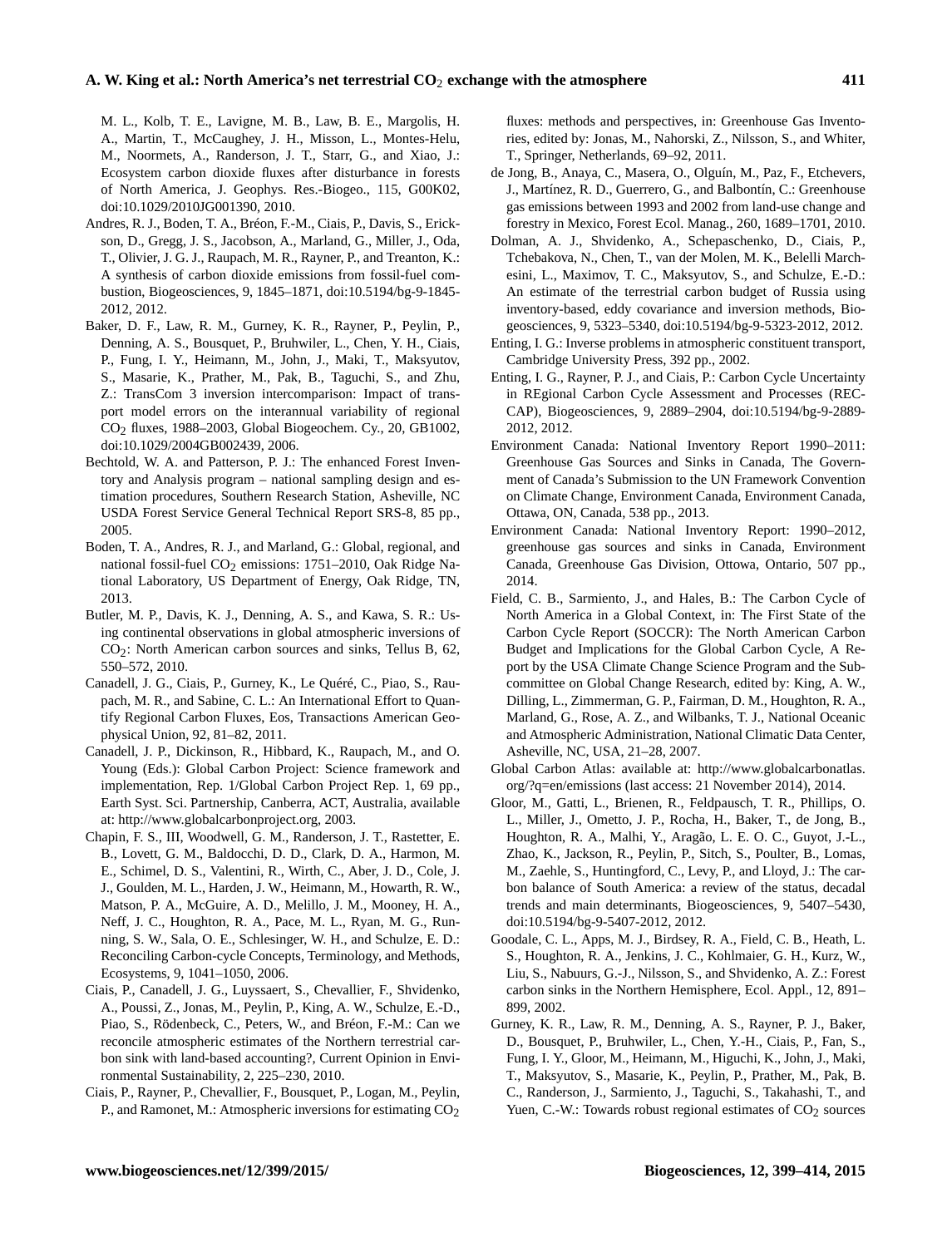M. L., Kolb, T. E., Lavigne, M. B., Law, B. E., Margolis, H. A., Martin, T., McCaughey, J. H., Misson, L., Montes-Helu, M., Noormets, A., Randerson, J. T., Starr, G., and Xiao, J.: Ecosystem carbon dioxide fluxes after disturbance in forests of North America, J. Geophys. Res.-Biogeo., 115, G00K02, doi:10.1029/2010JG001390, 2010.

Andres, R. J., Boden, T. A., Bréon, F.-M., Ciais, P., Davis, S., Erickson, D., Gregg, J. S., Jacobson, A., Marland, G., Miller, J., Oda, T., Olivier, J. G. J., Raupach, M. R., Rayner, P., and Treanton, K.: A synthesis of carbon dioxide emissions from fossil-fuel combustion, Biogeosciences, 9, 1845–1871, doi:10.5194/bg-9-1845-2012, 2012.

Baker, D. F., Law, R. M., Gurney, K. R., Rayner, P., Peylin, P., Denning, A. S., Bousquet, P., Bruhwiler, L., Chen, Y. H., Ciais, P., Fung, I. Y., Heimann, M., John, J., Maki, T., Maksyutov, S., Masarie, K., Prather, M., Pak, B., Taguchi, S., and Zhu, Z.: TransCom 3 inversion intercomparison: Impact of transport model errors on the interannual variability of regional $CO_2$ fluxes, 1988–2003, Global Biogeochem. Cy., 20, GB1002, doi:10.1029/2004GB002439, 2006.

Bechtold, W. A. and Patterson, P. J.: The enhanced Forest Inventory and Analysis program – national sampling design and estimation procedures, Southern Research Station, Asheville, NC USDA Forest Service General Technical Report SRS-8, 85 pp., 2005.

Boden, T. A., Andres, R. J., and Marland, G.: Global, regional, and national fossil-fuel $CO_2$ emissions: 1751–2010, Oak Ridge National Laboratory, US Department of Energy, Oak Ridge, TN, 2013.

Butler, M. P., Davis, K. J., Denning, A. S., and Kawa, S. R.: Using continental observations in global atmospheric inversions of $CO_2$: North American carbon sources and sinks, Tellus B, 62, 550–572, 2010.

Canadell, J. G., Ciais, P., Gurney, K., Le Quéré, C., Piao, S., Raupach, M. R., and Sabine, C. L.: An International Effort to Quantify Regional Carbon Fluxes, Eos, Transactions American Geophysical Union, 92, 81–82, 2011.

Canadell, J. P., Dickinson, R., Hibbard, K., Raupach, M., and O. Young (Eds.): Global Carbon Project: Science framework and implementation, Rep. 1/Global Carbon Project Rep. 1, 69 pp., Earth Syst. Sci. Partnership, Canberra, ACT, Australia, available at: http://www.globalcarbonproject.org, 2003.

Chapin, F. S., III, Woodwell, G. M., Randerson, J. T., Rastetter, E. B., Lovett, G. M., Baldocchi, D. D., Clark, D. A., Harmon, M. E., Schimel, D. S., Valentini, R., Wirth, C., Aber, J. D., Cole, J. J., Goulden, M. L., Harden, J. W., Heimann, M., Howarth, R. W., Matson, P. A., McGuire, A. D., Melillo, J. M., Mooney, H. A., Neff, J. C., Houghton, R. A., Pace, M. L., Ryan, M. G., Running, S. W., Sala, O. E., Schlesinger, W. H., and Schulze, E. D.: Reconciling Carbon-cycle Concepts, Terminology, and Methods, Ecosystems, 9, 1041–1050, 2006.

Ciais, P., Canadell, J. G., Luyssaert, S., Chevallier, F., Shvidenko, A., Poussi, Z., Jonas, M., Peylin, P., King, A. W., Schulze, E.-D., Piao, S., Rödenbeck, C., Peters, W., and Bréon, F.-M.: Can we reconcile atmospheric estimates of the Northern terrestrial carbon sink with land-based accounting?, Current Opinion in Environmental Sustainability, 2, 225–230, 2010.

Ciais, P., Rayner, P., Chevallier, F., Bousquet, P., Logan, M., Peylin, P., and Ramonet, M.: Atmospheric inversions for estimating $CO_2$ fluxes: methods and perspectives, in: Greenhouse Gas Inventories, edited by: Jonas, M., Nahorski, Z., Nilsson, S., and Whiter, T., Springer, Netherlands, 69–92, 2011.

de Jong, B., Anaya, C., Masera, O., Olguín, M., Paz, F., Etchevers, J., Martínez, R. D., Guerrero, G., and Balbontín, C.: Greenhouse gas emissions between 1993 and 2002 from land-use change and forestry in Mexico, Forest Ecol. Manag., 260, 1689–1701, 2010.

Dolman, A. J., Shvidenko, A., Schepaschenko, D., Ciais, P., Tchebakova, N., Chen, T., van der Molen, M. K., Belelli Marchesini, L., Maximov, T. C., Maksyutov, S., and Schulze, E.-D.: An estimate of the terrestrial carbon budget of Russia using inventory-based, eddy covariance and inversion methods, Biogeosciences, 9, 5323–5340, doi:10.5194/bg-9-5323-2012, 2012.

Enting, I. G.: Inverse problems in atmospheric constituent transport, Cambridge University Press, 392 pp., 2002.

Enting, I. G., Rayner, P. J., and Ciais, P.: Carbon Cycle Uncertainty in REgional Carbon Cycle Assessment and Processes (RECCAP), Biogeosciences, 9, 2889–2904, doi:10.5194/bg-9-2889-2012, 2012.

Environment Canada: National Inventory Report 1990–2011: Greenhouse Gas Sources and Sinks in Canada, The Government of Canada's Submission to the UN Framework Convention on Climate Change, Environment Canada, Environment Canada, Ottawa, ON, Canada, 538 pp., 2013.

Environment Canada: National Inventory Report: 1990–2012, greenhouse gas sources and sinks in Canada, Environment Canada, Greenhouse Gas Division, Ottowa, Ontario, 507 pp., 2014.

Field, C. B., Sarmiento, J., and Hales, B.: The Carbon Cycle of North America in a Global Context, in: The First State of the Carbon Cycle Report (SOCCR): The North American Carbon Budget and Implications for the Global Carbon Cycle, A Report by the USA Climate Change Science Program and the Subcommittee on Global Change Research, edited by: King, A. W., Dilling, L., Zimmerman, G. P., Fairman, D. M., Houghton, R. A., Marland, G., Rose, A. Z., and Wilbanks, T. J., National Oceanic and Atmospheric Administration, National Climatic Data Center, Asheville, NC, USA, 21–28, 2007.

Global Carbon Atlas: available at: http://www.globalcarbonatlas.org/?q=en/emissions (last access: 21 November 2014), 2014.

Gloor, M., Gatti, L., Brienen, R., Feldpausch, T. R., Phillips, O. L., Miller, J., Ometto, J. P., Rocha, H., Baker, T., de Jong, B., Houghton, R. A., Malhi, Y., Aragão, L. E. O. C., Guyot, J.-L., Zhao, K., Jackson, R., Peylin, P., Sitch, S., Poulter, B., Lomas, M., Zaehle, S., Huntingford, C., Levy, P., and Lloyd, J.: The carbon balance of South America: a review of the status, decadal trends and main determinants, Biogeosciences, 9, 5407–5430, doi:10.5194/bg-9-5407-2012, 2012.

Goodale, C. L., Apps, M. J., Birdsey, R. A., Field, C. B., Heath, L. S., Houghton, R. A., Jenkins, J. C., Kohlmaier, G. H., Kurz, W., Liu, S., Nabuurs, G.-J., Nilsson, S., and Shvidenko, A. Z.: Forest carbon sinks in the Northern Hemisphere, Ecol. Appl., 12, 891–899, 2002.

Gurney, K. R., Law, R. M., Denning, A. S., Rayner, P. J., Baker, D., Bousquet, P., Bruhwiler, L., Chen, Y.-H., Ciais, P., Fan, S., Fung, I. Y., Gloor, M., Heimann, M., Higuchi, K., John, J., Maki, T., Maksyutov, S., Masarie, K., Peylin, P., Prather, M., Pak, B. C., Randerson, J., Sarmiento, J., Taguchi, S., Takahashi, T., and Yuen, C.-W.: Towards robust regional estimates of $CO_2$ sources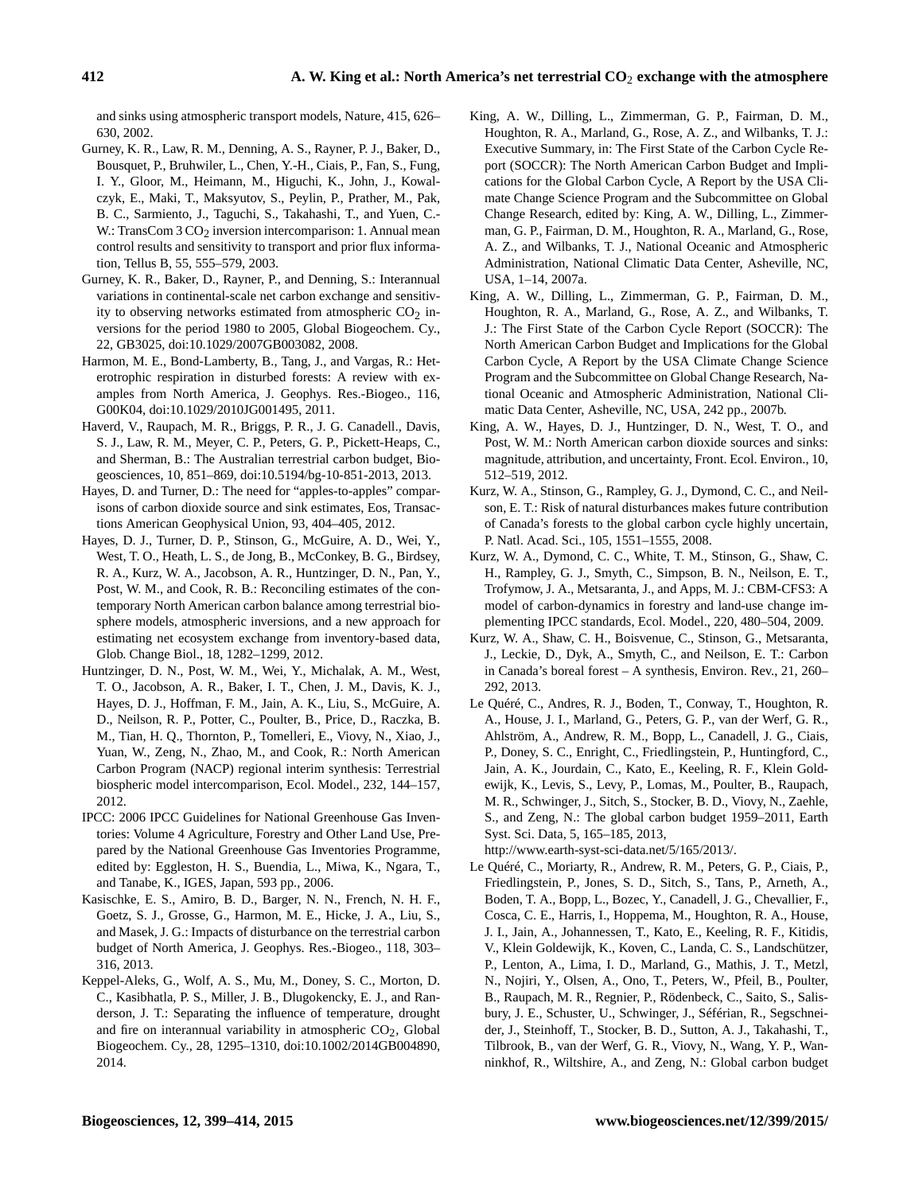and sinks using atmospheric transport models, Nature, 415, 626–630, 2002.

Gurney, K. R., Law, R. M., Denning, A. S., Rayner, P. J., Baker, D., Bousquet, P., Bruhwiler, L., Chen, Y.-H., Ciais, P., Fan, S., Fung, I. Y., Gloor, M., Heimann, M., Higuchi, K., John, J., Kowalczyk, E., Maki, T., Maksyutov, S., Peylin, P., Prather, M., Pak, B. C., Sarmiento, J., Taguchi, S., Takahashi, T., and Yuen, C.-W.: TransCom 3 $CO_2$ inversion intercomparison: 1. Annual mean control results and sensitivity to transport and prior flux information, Tellus B, 55, 555–579, 2003.

Gurney, K. R., Baker, D., Rayner, P., and Denning, S.: Interannual variations in continental-scale net carbon exchange and sensitivity to observing networks estimated from atmospheric $CO_2$ inversions for the period 1980 to 2005, Global Biogeochem. Cy., 22, GB3025, doi:10.1029/2007GB003082, 2008.

Harmon, M. E., Bond-Lamberty, B., Tang, J., and Vargas, R.: Heterotrophic respiration in disturbed forests: A review with examples from North America, J. Geophys. Res.-Biogeo., 116, G00K04, doi:10.1029/2010JG001495, 2011.

Haverd, V., Raupach, M. R., Briggs, P. R., J. G. Canadell., Davis, S. J., Law, R. M., Meyer, C. P., Peters, G. P., Pickett-Heaps, C., and Sherman, B.: The Australian terrestrial carbon budget, Biogeosciences, 10, 851–869, doi:10.5194/bg-10-851-2013, 2013.

Hayes, D. and Turner, D.: The need for "apples-to-apples" comparisons of carbon dioxide source and sink estimates, Eos, Transactions American Geophysical Union, 93, 404–405, 2012.

Hayes, D. J., Turner, D. P., Stinson, G., McGuire, A. D., Wei, Y., West, T. O., Heath, L. S., de Jong, B., McConkey, B. G., Birdsey, R. A., Kurz, W. A., Jacobson, A. R., Huntzinger, D. N., Pan, Y., Post, W. M., and Cook, R. B.: Reconciling estimates of the contemporary North American carbon balance among terrestrial biosphere models, atmospheric inversions, and a new approach for estimating net ecosystem exchange from inventory-based data, Glob. Change Biol., 18, 1282–1299, 2012.

Huntzinger, D. N., Post, W. M., Wei, Y., Michalak, A. M., West, T. O., Jacobson, A. R., Baker, I. T., Chen, J. M., Davis, K. J., Hayes, D. J., Hoffman, F. M., Jain, A. K., Liu, S., McGuire, A. D., Neilson, R. P., Potter, C., Poulter, B., Price, D., Raczka, B. M., Tian, H. Q., Thornton, P., Tomelleri, E., Viovy, N., Xiao, J., Yuan, W., Zeng, N., Zhao, M., and Cook, R.: North American Carbon Program (NACP) regional interim synthesis: Terrestrial biospheric model intercomparison, Ecol. Model., 232, 144–157, 2012.

IPCC: 2006 IPCC Guidelines for National Greenhouse Gas Inventories: Volume 4 Agriculture, Forestry and Other Land Use, Prepared by the National Greenhouse Gas Inventories Programme, edited by: Eggleston, H. S., Buendia, L., Miwa, K., Ngara, T., and Tanabe, K., IGES, Japan, 593 pp., 2006.

Kasischke, E. S., Amiro, B. D., Barger, N. N., French, N. H. F., Goetz, S. J., Grosse, G., Harmon, M. E., Hicke, J. A., Liu, S., and Masek, J. G.: Impacts of disturbance on the terrestrial carbon budget of North America, J. Geophys. Res.-Biogeo., 118, 303–316, 2013.

Keppel-Aleks, G., Wolf, A. S., Mu, M., Doney, S. C., Morton, D. C., Kasibhatla, P. S., Miller, J. B., Dlugokencky, E. J., and Randerson, J. T.: Separating the influence of temperature, drought and fire on interannual variability in atmospheric $CO_2$, Global Biogeochem. Cy., 28, 1295–1310, doi:10.1002/2014GB004890, 2014.

King, A. W., Dilling, L., Zimmerman, G. P., Fairman, D. M., Houghton, R. A., Marland, G., Rose, A. Z., and Wilbanks, T. J.: Executive Summary, in: The First State of the Carbon Cycle Report (SOCCR): The North American Carbon Budget and Implications for the Global Carbon Cycle, A Report by the USA Climate Change Science Program and the Subcommittee on Global Change Research, edited by: King, A. W., Dilling, L., Zimmerman, G. P., Fairman, D. M., Houghton, R. A., Marland, G., Rose, A. Z., and Wilbanks, T. J., National Oceanic and Atmospheric Administration, National Climatic Data Center, Asheville, NC, USA, 1–14, 2007a.

King, A. W., Dilling, L., Zimmerman, G. P., Fairman, D. M., Houghton, R. A., Marland, G., Rose, A. Z., and Wilbanks, T. J.: The First State of the Carbon Cycle Report (SOCCR): The North American Carbon Budget and Implications for the Global Carbon Cycle, A Report by the USA Climate Change Science Program and the Subcommittee on Global Change Research, National Oceanic and Atmospheric Administration, National Climatic Data Center, Asheville, NC, USA, 242 pp., 2007b.

King, A. W., Hayes, D. J., Huntzinger, D. N., West, T. O., and Post, W. M.: North American carbon dioxide sources and sinks: magnitude, attribution, and uncertainty, Front. Ecol. Environ., 10, 512–519, 2012.

Kurz, W. A., Stinson, G., Rampley, G. J., Dymond, C. C., and Neilson, E. T.: Risk of natural disturbances makes future contribution of Canada's forests to the global carbon cycle highly uncertain, P. Natl. Acad. Sci., 105, 1551–1555, 2008.

Kurz, W. A., Dymond, C. C., White, T. M., Stinson, G., Shaw, C. H., Rampley, G. J., Smyth, C., Simpson, B. N., Neilson, E. T., Trofymow, J. A., Metsaranta, J., and Apps, M. J.: CBM-CFS3: A model of carbon-dynamics in forestry and land-use change implementing IPCC standards, Ecol. Model., 220, 480–504, 2009.

Kurz, W. A., Shaw, C. H., Boisvenue, C., Stinson, G., Metsaranta, J., Leckie, D., Dyk, A., Smyth, C., and Neilson, E. T.: Carbon in Canada's boreal forest – A synthesis, Environ. Rev., 21, 260–292, 2013.

Le Quéré, C., Andres, R. J., Boden, T., Conway, T., Houghton, R. A., House, J. I., Marland, G., Peters, G. P., van der Werf, G. R., Ahlström, A., Andrew, R. M., Bopp, L., Canadell, J. G., Ciais, P., Doney, S. C., Enright, C., Friedlingstein, P., Huntingford, C., Jain, A. K., Jourdain, C., Kato, E., Keeling, R. F., Klein Goldewijk, K., Levis, S., Levy, P., Lomas, M., Poulter, B., Raupach, M. R., Schwinger, J., Sitch, S., Stocker, B. D., Viovy, N., Zaehle, S., and Zeng, N.: The global carbon budget 1959–2011, Earth Syst. Sci. Data, 5, 165–185, 2013, http://www.earth-syst-sci-data.net/5/165/2013/.

Le Quéré, C., Moriarty, R., Andrew, R. M., Peters, G. P., Ciais, P., Friedlingstein, P., Jones, S. D., Sitch, S., Tans, P., Arneth, A., Boden, T. A., Bopp, L., Bozec, Y., Canadell, J. G., Chevallier, F., Cosca, C. E., Harris, I., Hoppema, M., Houghton, R. A., House, J. I., Jain, A., Johannessen, T., Kato, E., Keeling, R. F., Kitidis, V., Klein Goldewijk, K., Koven, C., Landa, C. S., Landschützer, P., Lenton, A., Lima, I. D., Marland, G., Mathis, J. T., Metzl, N., Nojiri, Y., Olsen, A., Ono, T., Peters, W., Pfeil, B., Poulter, B., Raupach, M. R., Regnier, P., Rödenbeck, C., Saito, S., Salisbury, J. E., Schuster, U., Schwinger, J., Séférian, R., Segschneider, J., Steinhoff, T., Stocker, B. D., Sutton, A. J., Takahashi, T., Tilbrook, B., van der Werf, G. R., Viovy, N., Wang, Y. P., Wanninkhof, R., Wiltshire, A., and Zeng, N.: Global carbon budget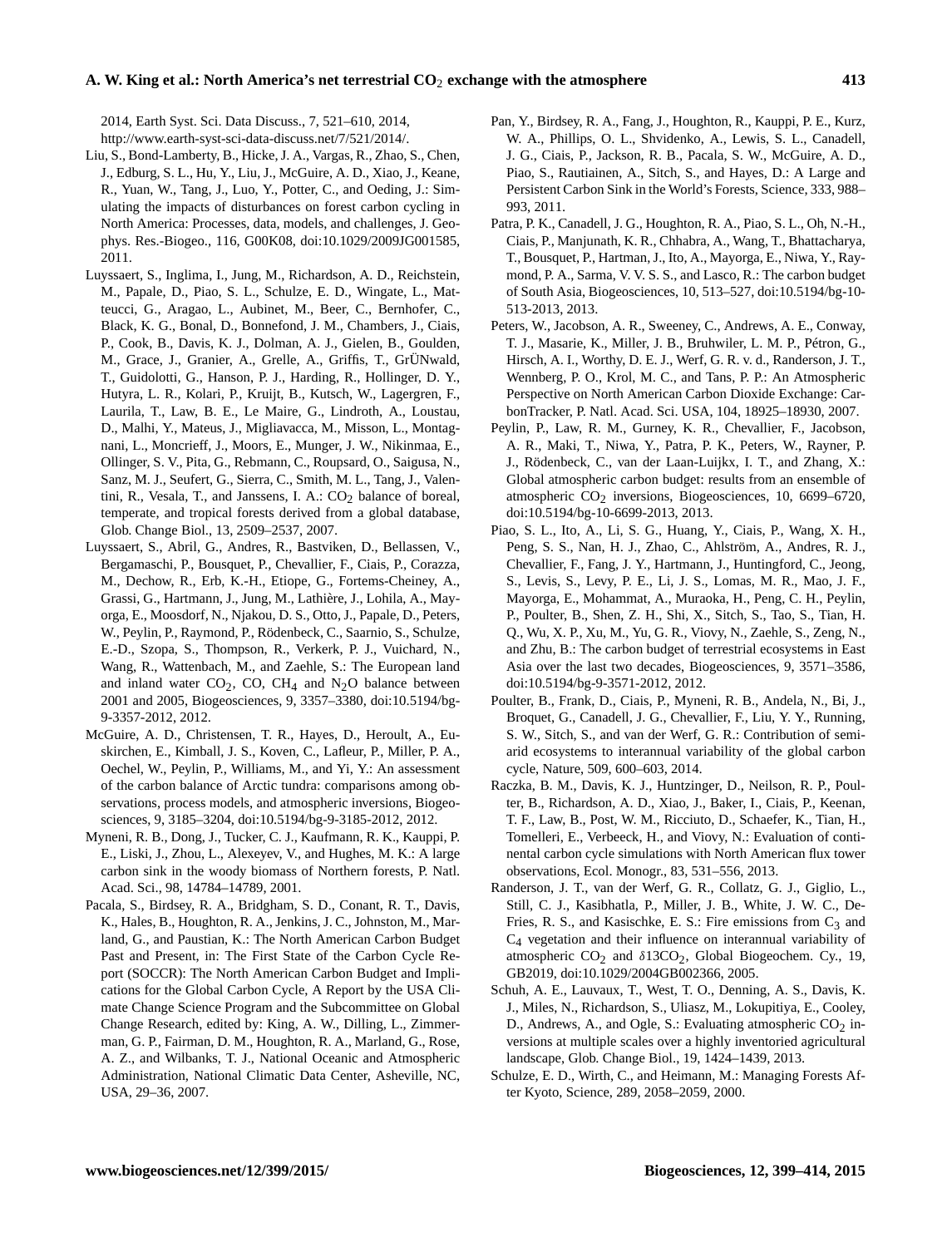2014, Earth Syst. Sci. Data Discuss., 7, 521–610, 2014, http://www.earth-syst-sci-data-discuss.net/7/521/2014/.

Liu, S., Bond-Lamberty, B., Hicke, J. A., Vargas, R., Zhao, S., Chen, J., Edburg, S. L., Hu, Y., Liu, J., McGuire, A. D., Xiao, J., Keane, R., Yuan, W., Tang, J., Luo, Y., Potter, C., and Oeding, J.: Simulating the impacts of disturbances on forest carbon cycling in North America: Processes, data, models, and challenges, J. Geophys. Res.-Biogeo., 116, G00K08, doi:10.1029/2009JG001585, 2011.

Luyssaert, S., Inglima, I., Jung, M., Richardson, A. D., Reichstein, M., Papale, D., Piao, S. L., Schulze, E. D., Wingate, L., Matteucci, G., Aragao, L., Aubinet, M., Beer, C., Bernhofer, C., Black, K. G., Bonal, D., Bonnefond, J. M., Chambers, J., Ciais, P., Cook, B., Davis, K. J., Dolman, A. J., Gielen, B., Goulden, M., Grace, J., Granier, A., Grelle, A., Griffis, T., GrÜNwald, T., Guidolotti, G., Hanson, P. J., Harding, R., Hollinger, D. Y., Hutyra, L. R., Kolari, P., Kruijt, B., Kutsch, W., Lagergren, F., Laurila, T., Law, B. E., Le Maire, G., Lindroth, A., Loustau, D., Malhi, Y., Mateus, J., Migliavacca, M., Misson, L., Montagnani, L., Moncrieff, J., Moors, E., Munger, J. W., Nikinmaa, E., Ollinger, S. V., Pita, G., Rebmann, C., Roupsard, O., Saigusa, N., Sanz, M. J., Seufert, G., Sierra, C., Smith, M. L., Tang, J., Valentini, R., Vesala, T., and Janssens, I. A.: $CO_2$ balance of boreal, temperate, and tropical forests derived from a global database, Glob. Change Biol., 13, 2509–2537, 2007.

Luyssaert, S., Abril, G., Andres, R., Bastviken, D., Bellassen, V., Bergamaschi, P., Bousquet, P., Chevallier, F., Ciais, P., Corazza, M., Dechow, R., Erb, K.-H., Etiope, G., Fortems-Cheiney, A., Grassi, G., Hartmann, J., Jung, M., Lathière, J., Lohila, A., Mayorga, E., Moosdorf, N., Njakou, D. S., Otto, J., Papale, D., Peters, W., Peylin, P., Raymond, P., Rödenbeck, C., Saarnio, S., Schulze, E.-D., Szopa, S., Thompson, R., Verkerk, P. J., Vuichard, N., Wang, R., Wattenbach, M., and Zaehle, S.: The European land and inland water $CO_2$, CO, $CH_4$ and $N_2O$ balance between 2001 and 2005, Biogeosciences, 9, 3357–3380, doi:10.5194/bg-9-3357-2012, 2012.

McGuire, A. D., Christensen, T. R., Hayes, D., Heroult, A., Euskirchen, E., Kimball, J. S., Koven, C., Lafleur, P., Miller, P. A., Oechel, W., Peylin, P., Williams, M., and Yi, Y.: An assessment of the carbon balance of Arctic tundra: comparisons among observations, process models, and atmospheric inversions, Biogeosciences, 9, 3185–3204, doi:10.5194/bg-9-3185-2012, 2012.

Myneni, R. B., Dong, J., Tucker, C. J., Kaufmann, R. K., Kauppi, P. E., Liski, J., Zhou, L., Alexeyev, V., and Hughes, M. K.: A large carbon sink in the woody biomass of Northern forests, P. Natl. Acad. Sci., 98, 14784–14789, 2001.

Pacala, S., Birdsey, R. A., Bridgham, S. D., Conant, R. T., Davis, K., Hales, B., Houghton, R. A., Jenkins, J. C., Johnston, M., Marland, G., and Paustian, K.: The North American Carbon Budget Past and Present, in: The First State of the Carbon Cycle Report (SOCCR): The North American Carbon Budget and Implications for the Global Carbon Cycle, A Report by the USA Climate Change Science Program and the Subcommittee on Global Change Research, edited by: King, A. W., Dilling, L., Zimmerman, G. P., Fairman, D. M., Houghton, R. A., Marland, G., Rose, A. Z., and Wilbanks, T. J., National Oceanic and Atmospheric Administration, National Climatic Data Center, Asheville, NC, USA, 29–36, 2007.

Pan, Y., Birdsey, R. A., Fang, J., Houghton, R., Kauppi, P. E., Kurz, W. A., Phillips, O. L., Shvidenko, A., Lewis, S. L., Canadell, J. G., Ciais, P., Jackson, R. B., Pacala, S. W., McGuire, A. D., Piao, S., Rautiainen, A., Sitch, S., and Hayes, D.: A Large and Persistent Carbon Sink in the World's Forests, Science, 333, 988–993, 2011.

Patra, P. K., Canadell, J. G., Houghton, R. A., Piao, S. L., Oh, N.-H., Ciais, P., Manjunath, K. R., Chhabra, A., Wang, T., Bhattacharya, T., Bousquet, P., Hartman, J., Ito, A., Mayorga, E., Niwa, Y., Raymond, P. A., Sarma, V. V. S. S., and Lasco, R.: The carbon budget of South Asia, Biogeosciences, 10, 513–527, doi:10.5194/bg-10-513-2013, 2013.

Peters, W., Jacobson, A. R., Sweeney, C., Andrews, A. E., Conway, T. J., Masarie, K., Miller, J. B., Bruhwiler, L. M. P., Pétron, G., Hirsch, A. I., Worthy, D. E. J., Werf, G. R. v. d., Randerson, J. T., Wennberg, P. O., Krol, M. C., and Tans, P. P.: An Atmospheric Perspective on North American Carbon Dioxide Exchange: CarbonTracker, P. Natl. Acad. Sci. USA, 104, 18925–18930, 2007.

Peylin, P., Law, R. M., Gurney, K. R., Chevallier, F., Jacobson, A. R., Maki, T., Niwa, Y., Patra, P. K., Peters, W., Rayner, P. J., Rödenbeck, C., van der Laan-Luijkx, I. T., and Zhang, X.: Global atmospheric carbon budget: results from an ensemble of atmospheric $CO_2$ inversions, Biogeosciences, 10, 6699–6720, doi:10.5194/bg-10-6699-2013, 2013.

Piao, S. L., Ito, A., Li, S. G., Huang, Y., Ciais, P., Wang, X. H., Peng, S. S., Nan, H. J., Zhao, C., Ahlström, A., Andres, R. J., Chevallier, F., Fang, J. Y., Hartmann, J., Huntingford, C., Jeong, S., Levis, S., Levy, P. E., Li, J. S., Lomas, M. R., Mao, J. F., Mayorga, E., Mohammat, A., Muraoka, H., Peng, C. H., Peylin, P., Poulter, B., Shen, Z. H., Shi, X., Sitch, S., Tao, S., Tian, H. Q., Wu, X. P., Xu, M., Yu, G. R., Viovy, N., Zaehle, S., Zeng, N., and Zhu, B.: The carbon budget of terrestrial ecosystems in East Asia over the last two decades, Biogeosciences, 9, 3571–3586, doi:10.5194/bg-9-3571-2012, 2012.

Poulter, B., Frank, D., Ciais, P., Myneni, R. B., Andela, N., Bi, J., Broquet, G., Canadell, J. G., Chevallier, F., Liu, Y. Y., Running, S. W., Sitch, S., and van der Werf, G. R.: Contribution of semi-arid ecosystems to interannual variability of the global carbon cycle, Nature, 509, 600–603, 2014.

Raczka, B. M., Davis, K. J., Huntzinger, D., Neilson, R. P., Poulter, B., Richardson, A. D., Xiao, J., Baker, I., Ciais, P., Keenan, T. F., Law, B., Post, W. M., Ricciuto, D., Schaefer, K., Tian, H., Tomelleri, E., Verbeeck, H., and Viovy, N.: Evaluation of continental carbon cycle simulations with North American flux tower observations, Ecol. Monogr., 83, 531–556, 2013.

Randerson, J. T., van der Werf, G. R., Collatz, G. J., Giglio, L., Still, C. J., Kasibhatla, P., Miller, J. B., White, J. W. C., DeFries, R. S., and Kasischke, E. S.: Fire emissions from $C_3$ and $C_4$ vegetation and their influence on interannual variability of atmospheric $CO_2$ and $\delta 13CO_2$, Global Biogeochem. Cy., 19, GB2019, doi:10.1029/2004GB002366, 2005.

Schuh, A. E., Lauvaux, T., West, T. O., Denning, A. S., Davis, K. J., Miles, N., Richardson, S., Uliasz, M., Lokupitiya, E., Cooley, D., Andrews, A., and Ogle, S.: Evaluating atmospheric $CO_2$ inversions at multiple scales over a highly inventoried agricultural landscape, Glob. Change Biol., 19, 1424–1439, 2013.

Schulze, E. D., Wirth, C., and Heimann, M.: Managing Forests After Kyoto, Science, 289, 2058–2059, 2000.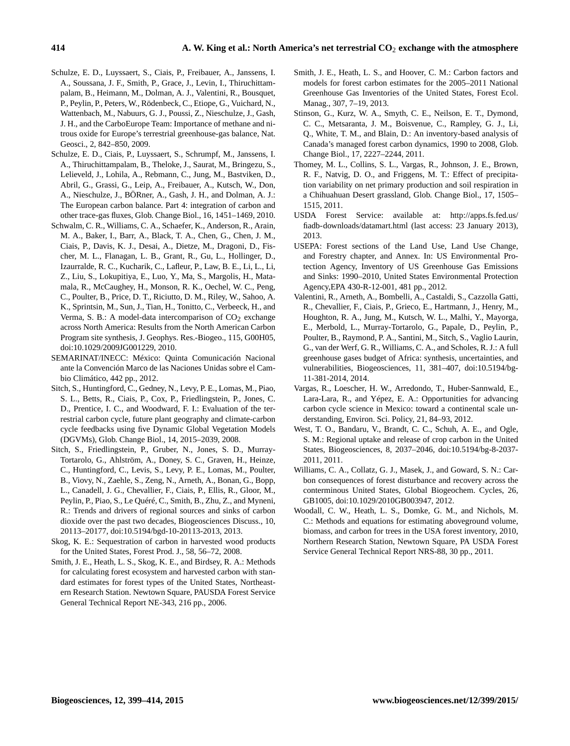Schulze, E. D., Luyssaert, S., Ciais, P., Freibauer, A., Janssens, I. A., Soussana, J. F., Smith, P., Grace, J., Levin, I., Thiruchittampalam, B., Heimann, M., Dolman, A. J., Valentini, R., Bousquet, P., Peylin, P., Peters, W., Rödenbeck, C., Etiope, G., Vuichard, N., Wattenbach, M., Nabuurs, G. J., Poussi, Z., Nieschulze, J., Gash, J. H., and the CarboEurope Team: Importance of methane and nitrous oxide for Europe's terrestrial greenhouse-gas balance, Nat. Geosci., 2, 842–850, 2009.

Schulze, E. D., Ciais, P., Luyssaert, S., Schrumpf, M., Janssens, I. A., Thiruchittampalam, B., Theloke, J., Saurat, M., Bringezu, S., Lelieveld, J., Lohila, A., Rebmann, C., Jung, M., Bastviken, D., Abril, G., Grassi, G., Leip, A., Freibauer, A., Kutsch, W., Don, A., Nieschulze, J., BÖRner, A., Gash, J. H., and Dolman, A. J.: The European carbon balance. Part 4: integration of carbon and other trace-gas fluxes, Glob. Change Biol., 16, 1451–1469, 2010.

Schwalm, C. R., Williams, C. A., Schaefer, K., Anderson, R., Arain, M. A., Baker, I., Barr, A., Black, T. A., Chen, G., Chen, J. M., Ciais, P., Davis, K. J., Desai, A., Dietze, M., Dragoni, D., Fischer, M. L., Flanagan, L. B., Grant, R., Gu, L., Hollinger, D., Izaurralde, R. C., Kucharik, C., Lafleur, P., Law, B. E., Li, L., Li, Z., Liu, S., Lokupitiya, E., Luo, Y., Ma, S., Margolis, H., Matamala, R., McCaughey, H., Monson, R. K., Oechel, W. C., Peng, C., Poulter, B., Price, D. T., Riciutto, D. M., Riley, W., Sahoo, A. K., Sprintsin, M., Sun, J., Tian, H., Tonitto, C., Verbeeck, H., and Verma, S. B.: A model-data intercomparison of $CO_2$ exchange across North America: Results from the North American Carbon Program site synthesis, J. Geophys. Res.-Biogeo., 115, G00H05, doi:10.1029/2009JG001229, 2010.

SEMARINAT/INECC: México: Quinta Comunicación Nacional ante la Convención Marco de las Naciones Unidas sobre el Cambio Climático, 442 pp., 2012.

Sitch, S., Huntingford, C., Gedney, N., Levy, P. E., Lomas, M., Piao, S. L., Betts, R., Ciais, P., Cox, P., Friedlingstein, P., Jones, C. D., Prentice, I. C., and Woodward, F. I.: Evaluation of the terrestrial carbon cycle, future plant geography and climate-carbon cycle feedbacks using five Dynamic Global Vegetation Models (DGVMs), Glob. Change Biol., 14, 2015–2039, 2008.

Sitch, S., Friedlingstein, P., Gruber, N., Jones, S. D., Murray-Tortarolo, G., Ahlström, A., Doney, S. C., Graven, H., Heinze, C., Huntingford, C., Levis, S., Levy, P. E., Lomas, M., Poulter, B., Viovy, N., Zaehle, S., Zeng, N., Arneth, A., Bonan, G., Bopp, L., Canadell, J. G., Chevallier, F., Ciais, P., Ellis, R., Gloor, M., Peylin, P., Piao, S., Le Quéré, C., Smith, B., Zhu, Z., and Myneni, R.: Trends and drivers of regional sources and sinks of carbon dioxide over the past two decades, Biogeosciences Discuss., 10, 20113–20177, doi:10.5194/bgd-10-20113-2013, 2013.

Skog, K. E.: Sequestration of carbon in harvested wood products for the United States, Forest Prod. J., 58, 56–72, 2008.

Smith, J. E., Heath, L. S., Skog, K. E., and Birdsey, R. A.: Methods for calculating forest ecosystem and harvested carbon with standard estimates for forest types of the United States, Northeastern Research Station. Newtown Square, PAUSDA Forest Service General Technical Report NE-343, 216 pp., 2006.

Smith, J. E., Heath, L. S., and Hoover, C. M.: Carbon factors and models for forest carbon estimates for the 2005–2011 National Greenhouse Gas Inventories of the United States, Forest Ecol. Manag., 307, 7–19, 2013.

Stinson, G., Kurz, W. A., Smyth, C. E., Neilson, E. T., Dymond, C. C., Metsaranta, J. M., Boisvenue, C., Rampley, G. J., Li, Q., White, T. M., and Blain, D.: An inventory-based analysis of Canada's managed forest carbon dynamics, 1990 to 2008, Glob. Change Biol., 17, 2227–2244, 2011.

Thomey, M. L., Collins, S. L., Vargas, R., Johnson, J. E., Brown, R. F., Natvig, D. O., and Friggens, M. T.: Effect of precipitation variability on net primary production and soil respiration in a Chihuahuan Desert grassland, Glob. Change Biol., 17, 1505–1515, 2011.

USDA Forest Service: available at: http://apps.fs.fed.us/fiadb-downloads/datamart.html (last access: 23 January 2013), 2013.

USEPA: Forest sections of the Land Use, Land Use Change, and Forestry chapter, and Annex. In: US Environmental Protection Agency, Inventory of US Greenhouse Gas Emissions and Sinks: 1990–2010, United States Environmental Protection Agency,EPA 430-R-12-001, 481 pp., 2012.

Valentini, R., Arneth, A., Bombelli, A., Castaldi, S., Cazzolla Gatti, R., Chevallier, F., Ciais, P., Grieco, E., Hartmann, J., Henry, M., Houghton, R. A., Jung, M., Kutsch, W. L., Malhi, Y., Mayorga, E., Merbold, L., Murray-Tortarolo, G., Papale, D., Peylin, P., Poulter, B., Raymond, P. A., Santini, M., Sitch, S., Vaglio Laurin, G., van der Werf, G. R., Williams, C. A., and Scholes, R. J.: A full greenhouse gases budget of Africa: synthesis, uncertainties, and vulnerabilities, Biogeosciences, 11, 381–407, doi:10.5194/bg-11-381-2014, 2014.

Vargas, R., Loescher, H. W., Arredondo, T., Huber-Sannwald, E., Lara-Lara, R., and Yépez, E. A.: Opportunities for advancing carbon cycle science in Mexico: toward a continental scale understanding, Environ. Sci. Policy, 21, 84–93, 2012.

West, T. O., Bandaru, V., Brandt, C. C., Schuh, A. E., and Ogle, S. M.: Regional uptake and release of crop carbon in the United States, Biogeosciences, 8, 2037–2046, doi:10.5194/bg-8-2037-2011, 2011.

Williams, C. A., Collatz, G. J., Masek, J., and Goward, S. N.: Carbon consequences of forest disturbance and recovery across the conterminous United States, Global Biogeochem. Cycles, 26, GB1005, doi:10.1029/2010GB003947, 2012.

Woodall, C. W., Heath, L. S., Domke, G. M., and Nichols, M. C.: Methods and equations for estimating aboveground volume, biomass, and carbon for trees in the USA forest inventory, 2010, Northern Research Station, Newtown Square, PA USDA Forest Service General Technical Report NRS-88, 30 pp., 2011.